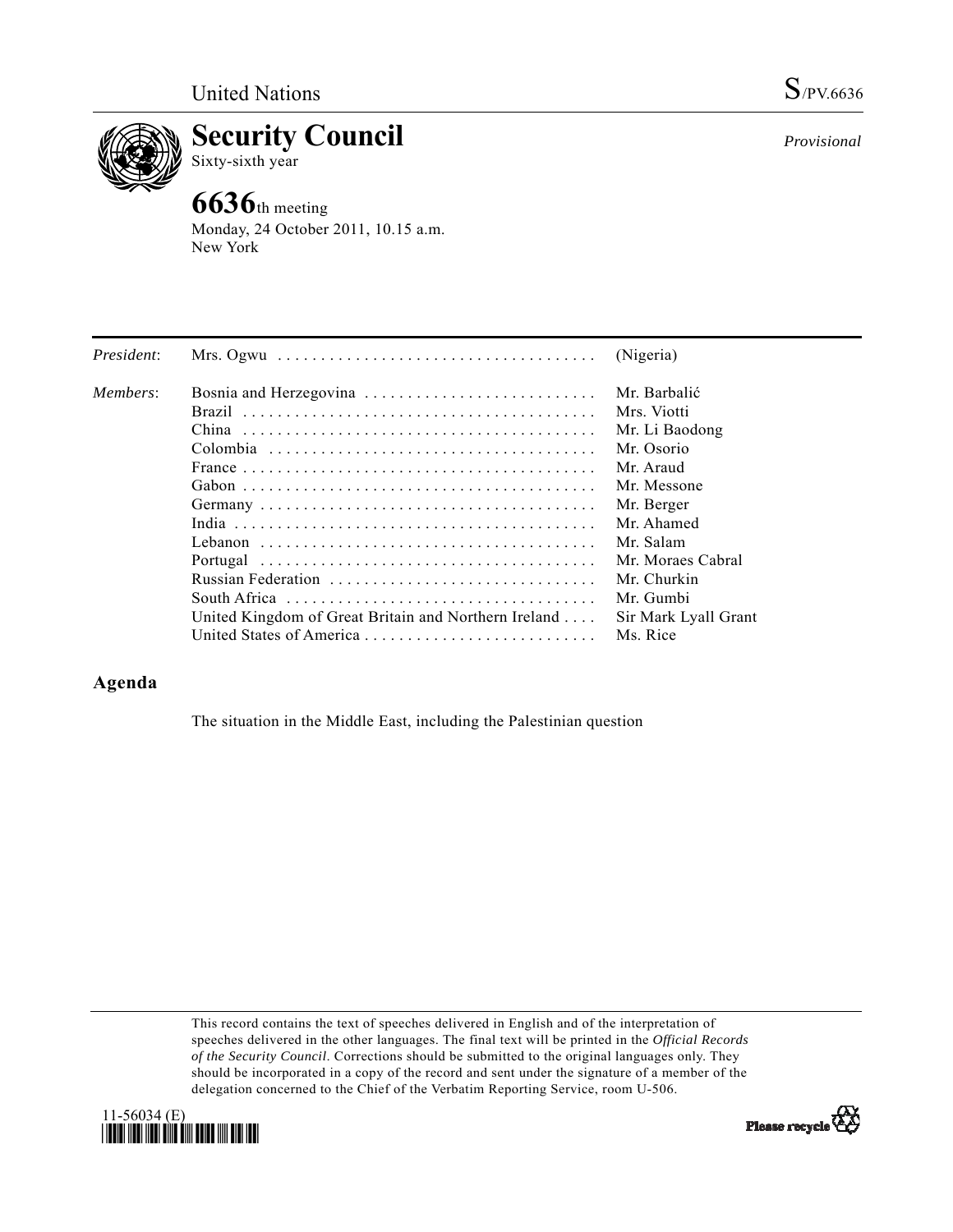United Nations

S/PV.6636

# Security Council

Sixty-sixth year

*Provisional*

## 6636th meeting

Monday, 24 October 2011, 10.15 a.m.
New York

| | | |
|---|---|---|
| *President*: | Mrs. Ogwu | (Nigeria) |
| *Members*: | Bosnia and Herzegovina | Mr. Barbalić |
| | Brazil | Mrs. Viotti |
| | China | Mr. Li Baodong |
| | Colombia | Mr. Osorio |
| | France | Mr. Araud |
| | Gabon | Mr. Messone |
| | Germany | Mr. Berger |
| | India | Mr. Ahamed |
| | Lebanon | Mr. Salam |
| | Portugal | Mr. Moraes Cabral |
| | Russian Federation | Mr. Churkin |
| | South Africa | Mr. Gumbi |
| | United Kingdom of Great Britain and Northern Ireland | Sir Mark Lyall Grant |
| | United States of America | Ms. Rice |

## Agenda

The situation in the Middle East, including the Palestinian question

This record contains the text of speeches delivered in English and of the interpretation of speeches delivered in the other languages. The final text will be printed in the *Official Records of the Security Council*. Corrections should be submitted to the original languages only. They should be incorporated in a copy of the record and sent under the signature of a member of the delegation concerned to the Chief of the Verbatim Reporting Service, room U-506.

11-56034 (E)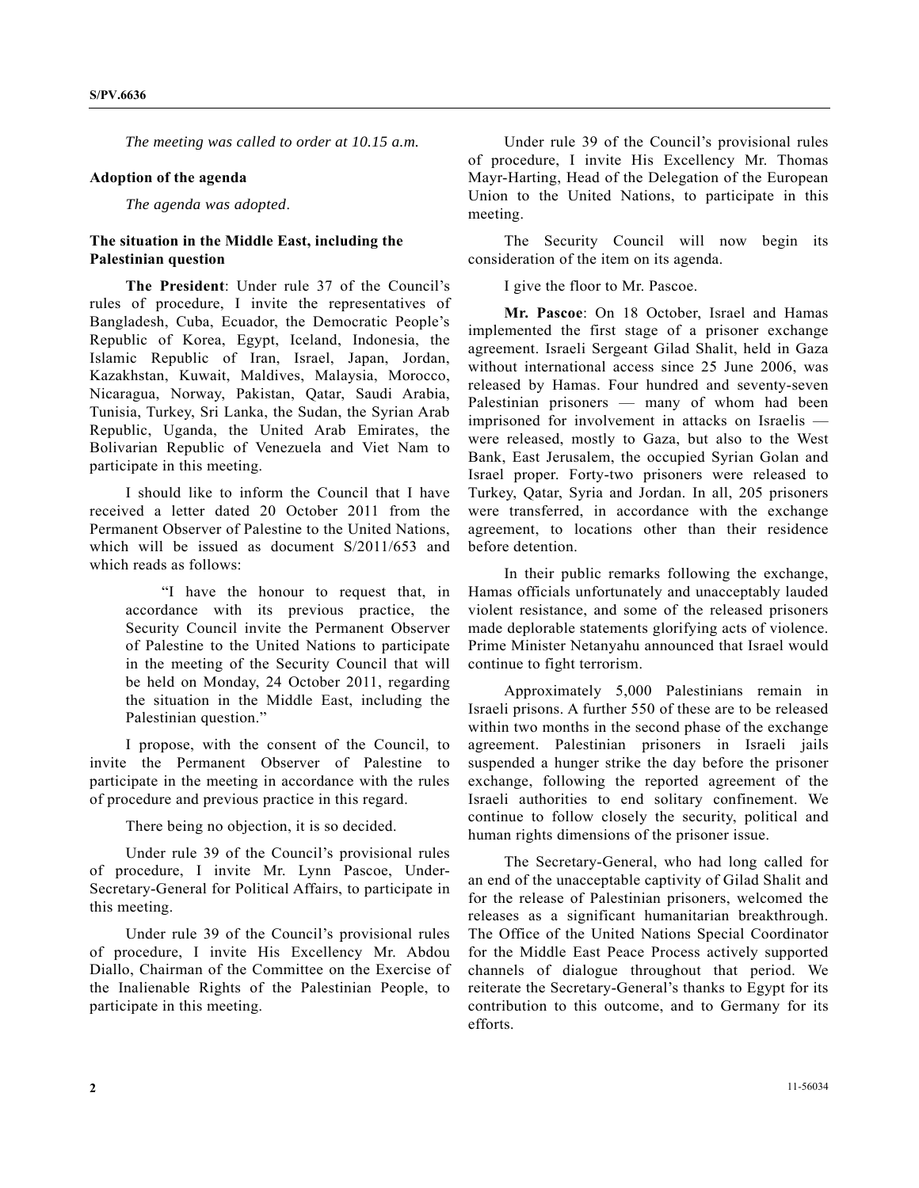*The meeting was called to order at 10.15 a.m.*

**Adoption of the agenda**

*The agenda was adopted.*

**The situation in the Middle East, including the Palestinian question**

**The President**: Under rule 37 of the Council's rules of procedure, I invite the representatives of Bangladesh, Cuba, Ecuador, the Democratic People's Republic of Korea, Egypt, Iceland, Indonesia, the Islamic Republic of Iran, Israel, Japan, Jordan, Kazakhstan, Kuwait, Maldives, Malaysia, Morocco, Nicaragua, Norway, Pakistan, Qatar, Saudi Arabia, Tunisia, Turkey, Sri Lanka, the Sudan, the Syrian Arab Republic, Uganda, the United Arab Emirates, the Bolivarian Republic of Venezuela and Viet Nam to participate in this meeting.

I should like to inform the Council that I have received a letter dated 20 October 2011 from the Permanent Observer of Palestine to the United Nations, which will be issued as document S/2011/653 and which reads as follows:

> "I have the honour to request that, in accordance with its previous practice, the Security Council invite the Permanent Observer of Palestine to the United Nations to participate in the meeting of the Security Council that will be held on Monday, 24 October 2011, regarding the situation in the Middle East, including the Palestinian question."

I propose, with the consent of the Council, to invite the Permanent Observer of Palestine to participate in the meeting in accordance with the rules of procedure and previous practice in this regard.

There being no objection, it is so decided.

Under rule 39 of the Council's provisional rules of procedure, I invite Mr. Lynn Pascoe, Under-Secretary-General for Political Affairs, to participate in this meeting.

Under rule 39 of the Council's provisional rules of procedure, I invite His Excellency Mr. Abdou Diallo, Chairman of the Committee on the Exercise of the Inalienable Rights of the Palestinian People, to participate in this meeting.

Under rule 39 of the Council's provisional rules of procedure, I invite His Excellency Mr. Thomas Mayr-Harting, Head of the Delegation of the European Union to the United Nations, to participate in this meeting.

The Security Council will now begin its consideration of the item on its agenda.

I give the floor to Mr. Pascoe.

**Mr. Pascoe**: On 18 October, Israel and Hamas implemented the first stage of a prisoner exchange agreement. Israeli Sergeant Gilad Shalit, held in Gaza without international access since 25 June 2006, was released by Hamas. Four hundred and seventy-seven Palestinian prisoners — many of whom had been imprisoned for involvement in attacks on Israelis — were released, mostly to Gaza, but also to the West Bank, East Jerusalem, the occupied Syrian Golan and Israel proper. Forty-two prisoners were released to Turkey, Qatar, Syria and Jordan. In all, 205 prisoners were transferred, in accordance with the exchange agreement, to locations other than their residence before detention.

In their public remarks following the exchange, Hamas officials unfortunately and unacceptably lauded violent resistance, and some of the released prisoners made deplorable statements glorifying acts of violence. Prime Minister Netanyahu announced that Israel would continue to fight terrorism.

Approximately 5,000 Palestinians remain in Israeli prisons. A further 550 of these are to be released within two months in the second phase of the exchange agreement. Palestinian prisoners in Israeli jails suspended a hunger strike the day before the prisoner exchange, following the reported agreement of the Israeli authorities to end solitary confinement. We continue to follow closely the security, political and human rights dimensions of the prisoner issue.

The Secretary-General, who had long called for an end of the unacceptable captivity of Gilad Shalit and for the release of Palestinian prisoners, welcomed the releases as a significant humanitarian breakthrough. The Office of the United Nations Special Coordinator for the Middle East Peace Process actively supported channels of dialogue throughout that period. We reiterate the Secretary-General's thanks to Egypt for its contribution to this outcome, and to Germany for its efforts.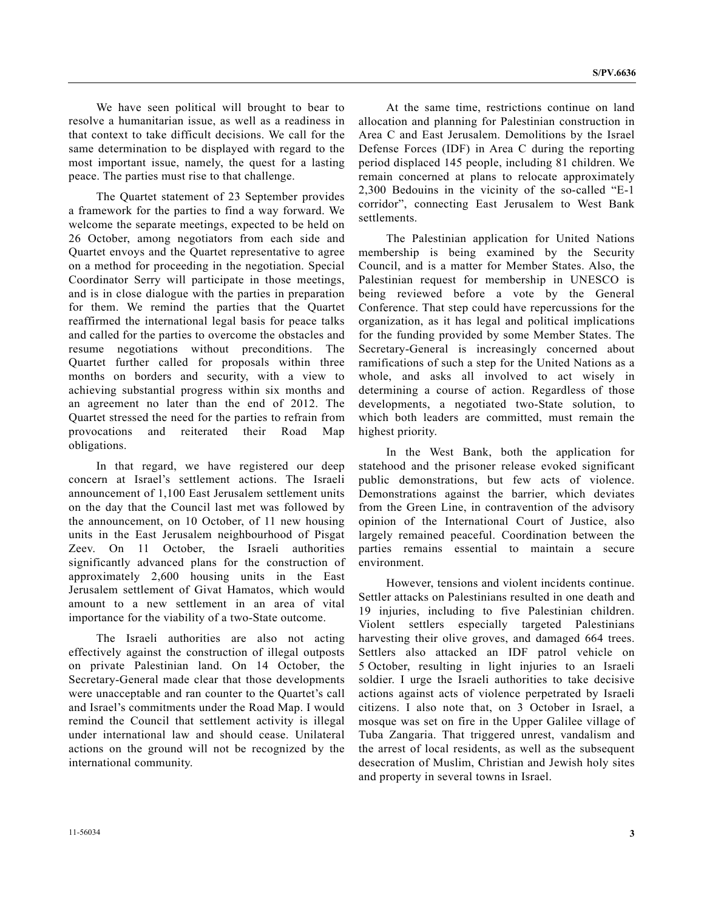We have seen political will brought to bear to resolve a humanitarian issue, as well as a readiness in that context to take difficult decisions. We call for the same determination to be displayed with regard to the most important issue, namely, the quest for a lasting peace. The parties must rise to that challenge.

The Quartet statement of 23 September provides a framework for the parties to find a way forward. We welcome the separate meetings, expected to be held on 26 October, among negotiators from each side and Quartet envoys and the Quartet representative to agree on a method for proceeding in the negotiation. Special Coordinator Serry will participate in those meetings, and is in close dialogue with the parties in preparation for them. We remind the parties that the Quartet reaffirmed the international legal basis for peace talks and called for the parties to overcome the obstacles and resume negotiations without preconditions. The Quartet further called for proposals within three months on borders and security, with a view to achieving substantial progress within six months and an agreement no later than the end of 2012. The Quartet stressed the need for the parties to refrain from provocations and reiterated their Road Map obligations.

In that regard, we have registered our deep concern at Israel's settlement actions. The Israeli announcement of 1,100 East Jerusalem settlement units on the day that the Council last met was followed by the announcement, on 10 October, of 11 new housing units in the East Jerusalem neighbourhood of Pisgat Zeev. On 11 October, the Israeli authorities significantly advanced plans for the construction of approximately 2,600 housing units in the East Jerusalem settlement of Givat Hamatos, which would amount to a new settlement in an area of vital importance for the viability of a two-State outcome.

The Israeli authorities are also not acting effectively against the construction of illegal outposts on private Palestinian land. On 14 October, the Secretary-General made clear that those developments were unacceptable and ran counter to the Quartet's call and Israel's commitments under the Road Map. I would remind the Council that settlement activity is illegal under international law and should cease. Unilateral actions on the ground will not be recognized by the international community.

At the same time, restrictions continue on land allocation and planning for Palestinian construction in Area C and East Jerusalem. Demolitions by the Israel Defense Forces (IDF) in Area C during the reporting period displaced 145 people, including 81 children. We remain concerned at plans to relocate approximately 2,300 Bedouins in the vicinity of the so-called "E-1 corridor", connecting East Jerusalem to West Bank settlements.

The Palestinian application for United Nations membership is being examined by the Security Council, and is a matter for Member States. Also, the Palestinian request for membership in UNESCO is being reviewed before a vote by the General Conference. That step could have repercussions for the organization, as it has legal and political implications for the funding provided by some Member States. The Secretary-General is increasingly concerned about ramifications of such a step for the United Nations as a whole, and asks all involved to act wisely in determining a course of action. Regardless of those developments, a negotiated two-State solution, to which both leaders are committed, must remain the highest priority.

In the West Bank, both the application for statehood and the prisoner release evoked significant public demonstrations, but few acts of violence. Demonstrations against the barrier, which deviates from the Green Line, in contravention of the advisory opinion of the International Court of Justice, also largely remained peaceful. Coordination between the parties remains essential to maintain a secure environment.

However, tensions and violent incidents continue. Settler attacks on Palestinians resulted in one death and 19 injuries, including to five Palestinian children. Violent settlers especially targeted Palestinians harvesting their olive groves, and damaged 664 trees. Settlers also attacked an IDF patrol vehicle on 5 October, resulting in light injuries to an Israeli soldier. I urge the Israeli authorities to take decisive actions against acts of violence perpetrated by Israeli citizens. I also note that, on 3 October in Israel, a mosque was set on fire in the Upper Galilee village of Tuba Zangaria. That triggered unrest, vandalism and the arrest of local residents, as well as the subsequent desecration of Muslim, Christian and Jewish holy sites and property in several towns in Israel.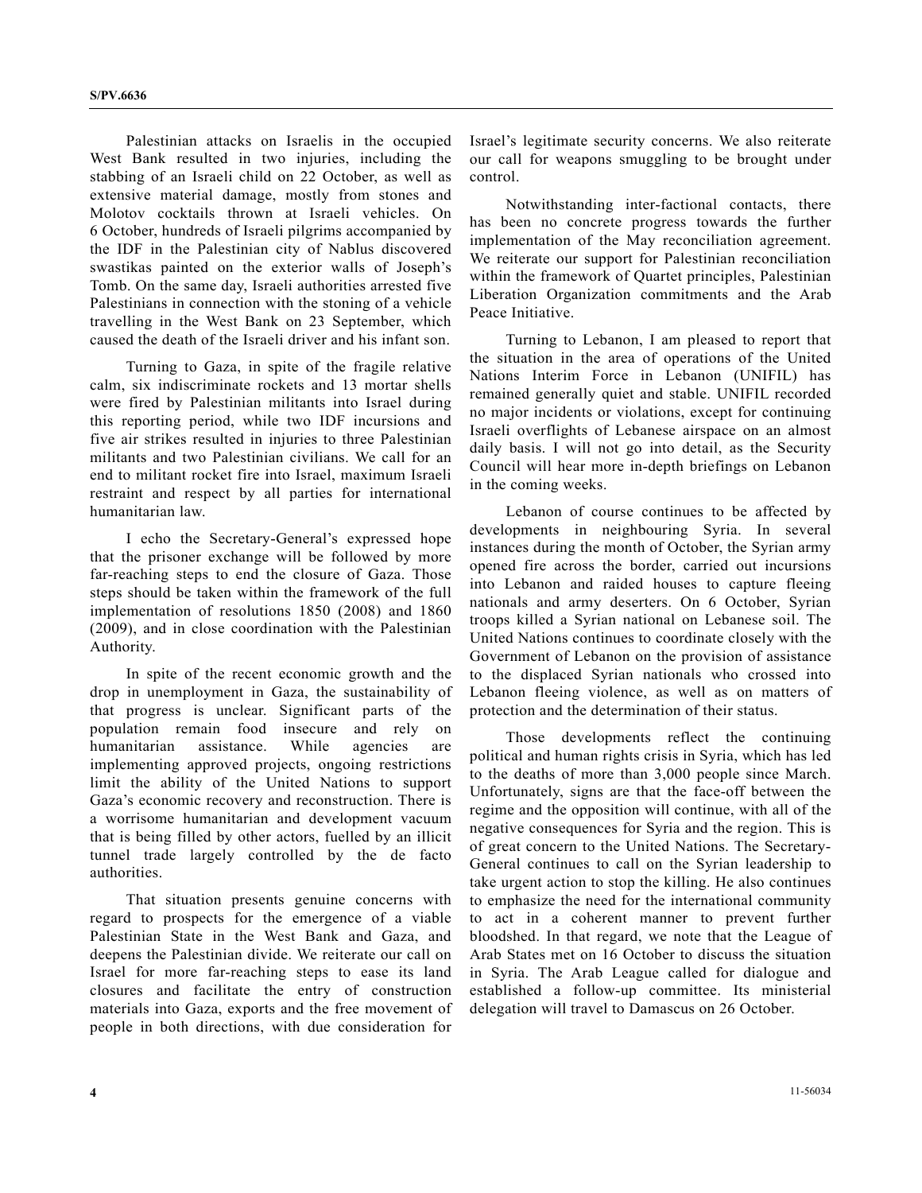Palestinian attacks on Israelis in the occupied West Bank resulted in two injuries, including the stabbing of an Israeli child on 22 October, as well as extensive material damage, mostly from stones and Molotov cocktails thrown at Israeli vehicles. On 6 October, hundreds of Israeli pilgrims accompanied by the IDF in the Palestinian city of Nablus discovered swastikas painted on the exterior walls of Joseph's Tomb. On the same day, Israeli authorities arrested five Palestinians in connection with the stoning of a vehicle travelling in the West Bank on 23 September, which caused the death of the Israeli driver and his infant son.

Turning to Gaza, in spite of the fragile relative calm, six indiscriminate rockets and 13 mortar shells were fired by Palestinian militants into Israel during this reporting period, while two IDF incursions and five air strikes resulted in injuries to three Palestinian militants and two Palestinian civilians. We call for an end to militant rocket fire into Israel, maximum Israeli restraint and respect by all parties for international humanitarian law.

I echo the Secretary-General's expressed hope that the prisoner exchange will be followed by more far-reaching steps to end the closure of Gaza. Those steps should be taken within the framework of the full implementation of resolutions 1850 (2008) and 1860 (2009), and in close coordination with the Palestinian Authority.

In spite of the recent economic growth and the drop in unemployment in Gaza, the sustainability of that progress is unclear. Significant parts of the population remain food insecure and rely on humanitarian assistance. While agencies are implementing approved projects, ongoing restrictions limit the ability of the United Nations to support Gaza's economic recovery and reconstruction. There is a worrisome humanitarian and development vacuum that is being filled by other actors, fuelled by an illicit tunnel trade largely controlled by the de facto authorities.

That situation presents genuine concerns with regard to prospects for the emergence of a viable Palestinian State in the West Bank and Gaza, and deepens the Palestinian divide. We reiterate our call on Israel for more far-reaching steps to ease its land closures and facilitate the entry of construction materials into Gaza, exports and the free movement of people in both directions, with due consideration for Israel's legitimate security concerns. We also reiterate our call for weapons smuggling to be brought under control.

Notwithstanding inter-factional contacts, there has been no concrete progress towards the further implementation of the May reconciliation agreement. We reiterate our support for Palestinian reconciliation within the framework of Quartet principles, Palestinian Liberation Organization commitments and the Arab Peace Initiative.

Turning to Lebanon, I am pleased to report that the situation in the area of operations of the United Nations Interim Force in Lebanon (UNIFIL) has remained generally quiet and stable. UNIFIL recorded no major incidents or violations, except for continuing Israeli overflights of Lebanese airspace on an almost daily basis. I will not go into detail, as the Security Council will hear more in-depth briefings on Lebanon in the coming weeks.

Lebanon of course continues to be affected by developments in neighbouring Syria. In several instances during the month of October, the Syrian army opened fire across the border, carried out incursions into Lebanon and raided houses to capture fleeing nationals and army deserters. On 6 October, Syrian troops killed a Syrian national on Lebanese soil. The United Nations continues to coordinate closely with the Government of Lebanon on the provision of assistance to the displaced Syrian nationals who crossed into Lebanon fleeing violence, as well as on matters of protection and the determination of their status.

Those developments reflect the continuing political and human rights crisis in Syria, which has led to the deaths of more than 3,000 people since March. Unfortunately, signs are that the face-off between the regime and the opposition will continue, with all of the negative consequences for Syria and the region. This is of great concern to the United Nations. The Secretary-General continues to call on the Syrian leadership to take urgent action to stop the killing. He also continues to emphasize the need for the international community to act in a coherent manner to prevent further bloodshed. In that regard, we note that the League of Arab States met on 16 October to discuss the situation in Syria. The Arab League called for dialogue and established a follow-up committee. Its ministerial delegation will travel to Damascus on 26 October.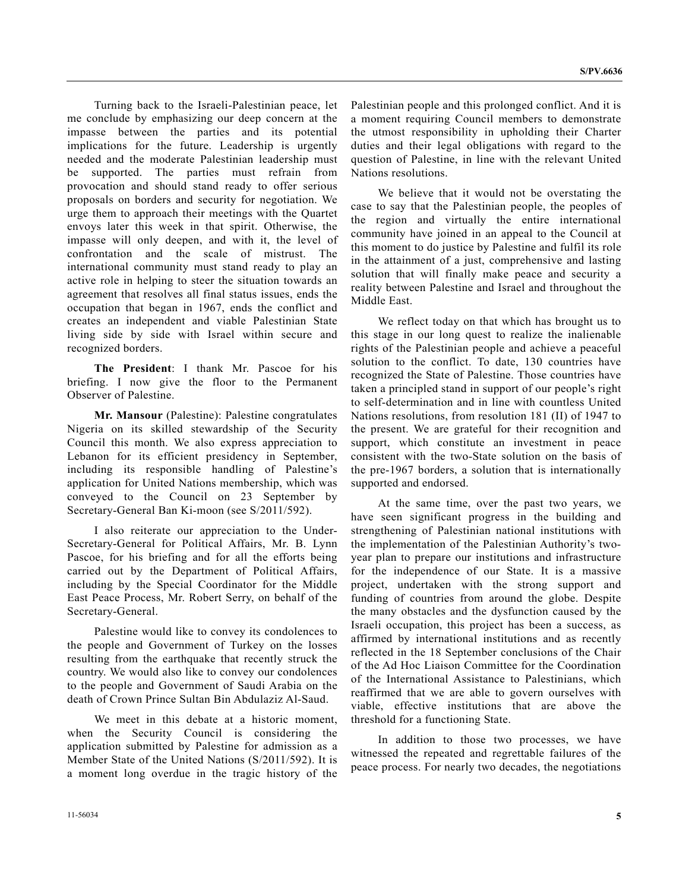Turning back to the Israeli-Palestinian peace, let me conclude by emphasizing our deep concern at the impasse between the parties and its potential implications for the future. Leadership is urgently needed and the moderate Palestinian leadership must be supported. The parties must refrain from provocation and should stand ready to offer serious proposals on borders and security for negotiation. We urge them to approach their meetings with the Quartet envoys later this week in that spirit. Otherwise, the impasse will only deepen, and with it, the level of confrontation and the scale of mistrust. The international community must stand ready to play an active role in helping to steer the situation towards an agreement that resolves all final status issues, ends the occupation that began in 1967, ends the conflict and creates an independent and viable Palestinian State living side by side with Israel within secure and recognized borders.

**The President**: I thank Mr. Pascoe for his briefing. I now give the floor to the Permanent Observer of Palestine.

**Mr. Mansour** (Palestine): Palestine congratulates Nigeria on its skilled stewardship of the Security Council this month. We also express appreciation to Lebanon for its efficient presidency in September, including its responsible handling of Palestine's application for United Nations membership, which was conveyed to the Council on 23 September by Secretary-General Ban Ki-moon (see S/2011/592).

I also reiterate our appreciation to the Under-Secretary-General for Political Affairs, Mr. B. Lynn Pascoe, for his briefing and for all the efforts being carried out by the Department of Political Affairs, including by the Special Coordinator for the Middle East Peace Process, Mr. Robert Serry, on behalf of the Secretary-General.

Palestine would like to convey its condolences to the people and Government of Turkey on the losses resulting from the earthquake that recently struck the country. We would also like to convey our condolences to the people and Government of Saudi Arabia on the death of Crown Prince Sultan Bin Abdulaziz Al-Saud.

We meet in this debate at a historic moment, when the Security Council is considering the application submitted by Palestine for admission as a Member State of the United Nations (S/2011/592). It is a moment long overdue in the tragic history of the Palestinian people and this prolonged conflict. And it is a moment requiring Council members to demonstrate the utmost responsibility in upholding their Charter duties and their legal obligations with regard to the question of Palestine, in line with the relevant United Nations resolutions.

We believe that it would not be overstating the case to say that the Palestinian people, the peoples of the region and virtually the entire international community have joined in an appeal to the Council at this moment to do justice by Palestine and fulfil its role in the attainment of a just, comprehensive and lasting solution that will finally make peace and security a reality between Palestine and Israel and throughout the Middle East.

We reflect today on that which has brought us to this stage in our long quest to realize the inalienable rights of the Palestinian people and achieve a peaceful solution to the conflict. To date, 130 countries have recognized the State of Palestine. Those countries have taken a principled stand in support of our people's right to self-determination and in line with countless United Nations resolutions, from resolution 181 (II) of 1947 to the present. We are grateful for their recognition and support, which constitute an investment in peace consistent with the two-State solution on the basis of the pre-1967 borders, a solution that is internationally supported and endorsed.

At the same time, over the past two years, we have seen significant progress in the building and strengthening of Palestinian national institutions with the implementation of the Palestinian Authority's two-year plan to prepare our institutions and infrastructure for the independence of our State. It is a massive project, undertaken with the strong support and funding of countries from around the globe. Despite the many obstacles and the dysfunction caused by the Israeli occupation, this project has been a success, as affirmed by international institutions and as recently reflected in the 18 September conclusions of the Chair of the Ad Hoc Liaison Committee for the Coordination of the International Assistance to Palestinians, which reaffirmed that we are able to govern ourselves with viable, effective institutions that are above the threshold for a functioning State.

In addition to those two processes, we have witnessed the repeated and regrettable failures of the peace process. For nearly two decades, the negotiations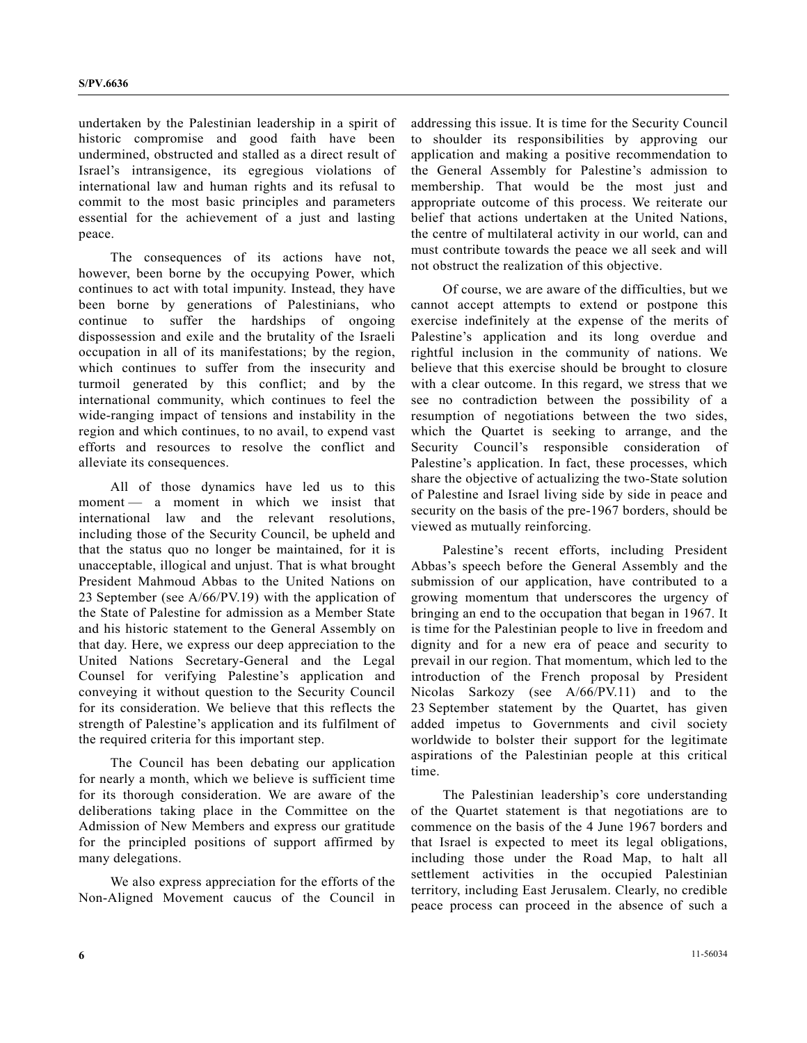undertaken by the Palestinian leadership in a spirit of historic compromise and good faith have been undermined, obstructed and stalled as a direct result of Israel's intransigence, its egregious violations of international law and human rights and its refusal to commit to the most basic principles and parameters essential for the achievement of a just and lasting peace.

The consequences of its actions have not, however, been borne by the occupying Power, which continues to act with total impunity. Instead, they have been borne by generations of Palestinians, who continue to suffer the hardships of ongoing dispossession and exile and the brutality of the Israeli occupation in all of its manifestations; by the region, which continues to suffer from the insecurity and turmoil generated by this conflict; and by the international community, which continues to feel the wide-ranging impact of tensions and instability in the region and which continues, to no avail, to expend vast efforts and resources to resolve the conflict and alleviate its consequences.

All of those dynamics have led us to this moment — a moment in which we insist that international law and the relevant resolutions, including those of the Security Council, be upheld and that the status quo no longer be maintained, for it is unacceptable, illogical and unjust. That is what brought President Mahmoud Abbas to the United Nations on 23 September (see A/66/PV.19) with the application of the State of Palestine for admission as a Member State and his historic statement to the General Assembly on that day. Here, we express our deep appreciation to the United Nations Secretary-General and the Legal Counsel for verifying Palestine's application and conveying it without question to the Security Council for its consideration. We believe that this reflects the strength of Palestine's application and its fulfilment of the required criteria for this important step.

The Council has been debating our application for nearly a month, which we believe is sufficient time for its thorough consideration. We are aware of the deliberations taking place in the Committee on the Admission of New Members and express our gratitude for the principled positions of support affirmed by many delegations.

We also express appreciation for the efforts of the Non-Aligned Movement caucus of the Council in addressing this issue. It is time for the Security Council to shoulder its responsibilities by approving our application and making a positive recommendation to the General Assembly for Palestine's admission to membership. That would be the most just and appropriate outcome of this process. We reiterate our belief that actions undertaken at the United Nations, the centre of multilateral activity in our world, can and must contribute towards the peace we all seek and will not obstruct the realization of this objective.

Of course, we are aware of the difficulties, but we cannot accept attempts to extend or postpone this exercise indefinitely at the expense of the merits of Palestine's application and its long overdue and rightful inclusion in the community of nations. We believe that this exercise should be brought to closure with a clear outcome. In this regard, we stress that we see no contradiction between the possibility of a resumption of negotiations between the two sides, which the Quartet is seeking to arrange, and the Security Council's responsible consideration of Palestine's application. In fact, these processes, which share the objective of actualizing the two-State solution of Palestine and Israel living side by side in peace and security on the basis of the pre-1967 borders, should be viewed as mutually reinforcing.

Palestine's recent efforts, including President Abbas's speech before the General Assembly and the submission of our application, have contributed to a growing momentum that underscores the urgency of bringing an end to the occupation that began in 1967. It is time for the Palestinian people to live in freedom and dignity and for a new era of peace and security to prevail in our region. That momentum, which led to the introduction of the French proposal by President Nicolas Sarkozy (see A/66/PV.11) and to the 23 September statement by the Quartet, has given added impetus to Governments and civil society worldwide to bolster their support for the legitimate aspirations of the Palestinian people at this critical time.

The Palestinian leadership's core understanding of the Quartet statement is that negotiations are to commence on the basis of the 4 June 1967 borders and that Israel is expected to meet its legal obligations, including those under the Road Map, to halt all settlement activities in the occupied Palestinian territory, including East Jerusalem. Clearly, no credible peace process can proceed in the absence of such a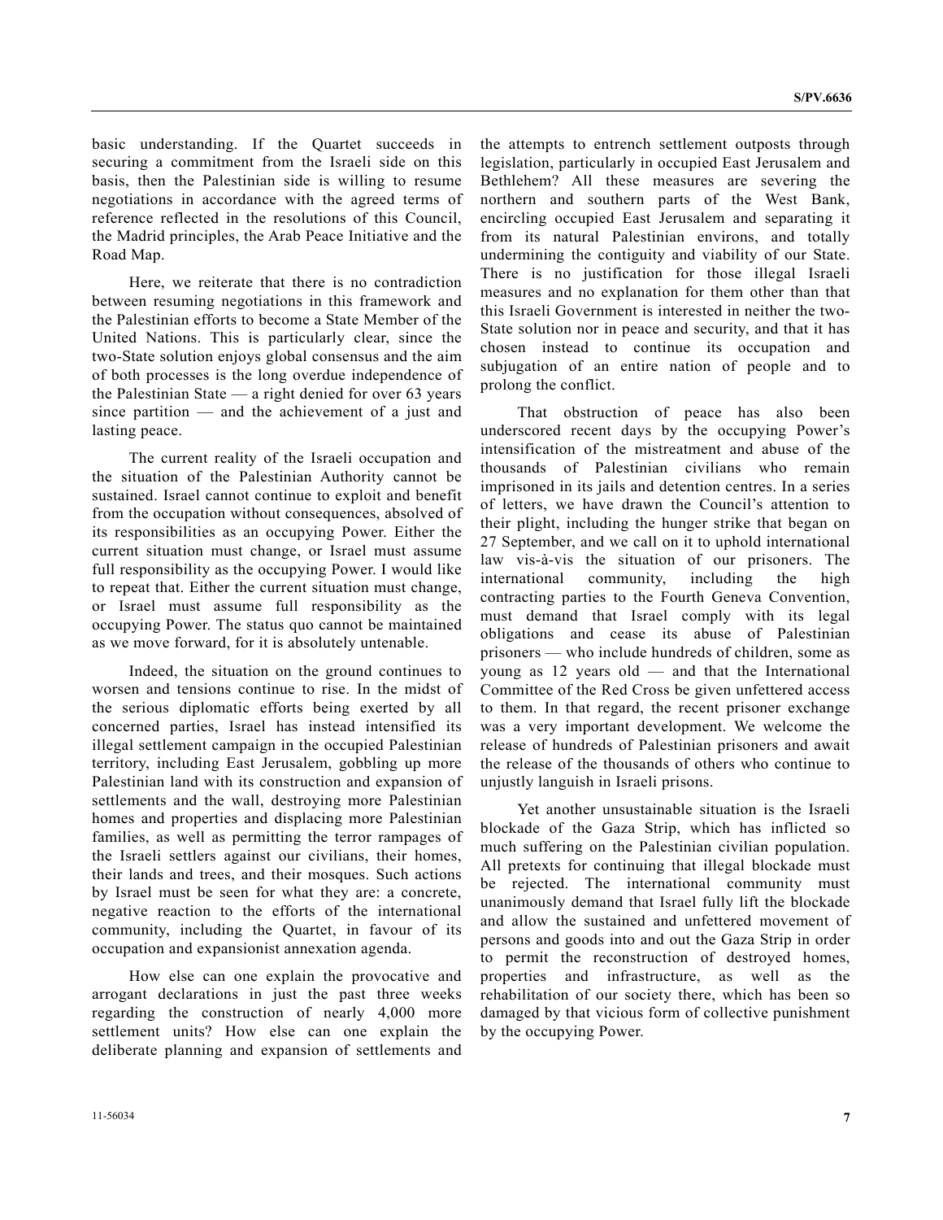basic understanding. If the Quartet succeeds in securing a commitment from the Israeli side on this basis, then the Palestinian side is willing to resume negotiations in accordance with the agreed terms of reference reflected in the resolutions of this Council, the Madrid principles, the Arab Peace Initiative and the Road Map.

Here, we reiterate that there is no contradiction between resuming negotiations in this framework and the Palestinian efforts to become a State Member of the United Nations. This is particularly clear, since the two-State solution enjoys global consensus and the aim of both processes is the long overdue independence of the Palestinian State — a right denied for over 63 years since partition — and the achievement of a just and lasting peace.

The current reality of the Israeli occupation and the situation of the Palestinian Authority cannot be sustained. Israel cannot continue to exploit and benefit from the occupation without consequences, absolved of its responsibilities as an occupying Power. Either the current situation must change, or Israel must assume full responsibility as the occupying Power. I would like to repeat that. Either the current situation must change, or Israel must assume full responsibility as the occupying Power. The status quo cannot be maintained as we move forward, for it is absolutely untenable.

Indeed, the situation on the ground continues to worsen and tensions continue to rise. In the midst of the serious diplomatic efforts being exerted by all concerned parties, Israel has instead intensified its illegal settlement campaign in the occupied Palestinian territory, including East Jerusalem, gobbling up more Palestinian land with its construction and expansion of settlements and the wall, destroying more Palestinian homes and properties and displacing more Palestinian families, as well as permitting the terror rampages of the Israeli settlers against our civilians, their homes, their lands and trees, and their mosques. Such actions by Israel must be seen for what they are: a concrete, negative reaction to the efforts of the international community, including the Quartet, in favour of its occupation and expansionist annexation agenda.

How else can one explain the provocative and arrogant declarations in just the past three weeks regarding the construction of nearly 4,000 more settlement units? How else can one explain the deliberate planning and expansion of settlements and the attempts to entrench settlement outposts through legislation, particularly in occupied East Jerusalem and Bethlehem? All these measures are severing the northern and southern parts of the West Bank, encircling occupied East Jerusalem and separating it from its natural Palestinian environs, and totally undermining the contiguity and viability of our State. There is no justification for those illegal Israeli measures and no explanation for them other than that this Israeli Government is interested in neither the two-State solution nor in peace and security, and that it has chosen instead to continue its occupation and subjugation of an entire nation of people and to prolong the conflict.

That obstruction of peace has also been underscored recent days by the occupying Power's intensification of the mistreatment and abuse of the thousands of Palestinian civilians who remain imprisoned in its jails and detention centres. In a series of letters, we have drawn the Council's attention to their plight, including the hunger strike that began on 27 September, and we call on it to uphold international law vis-à-vis the situation of our prisoners. The international community, including the high contracting parties to the Fourth Geneva Convention, must demand that Israel comply with its legal obligations and cease its abuse of Palestinian prisoners — who include hundreds of children, some as young as 12 years old — and that the International Committee of the Red Cross be given unfettered access to them. In that regard, the recent prisoner exchange was a very important development. We welcome the release of hundreds of Palestinian prisoners and await the release of the thousands of others who continue to unjustly languish in Israeli prisons.

Yet another unsustainable situation is the Israeli blockade of the Gaza Strip, which has inflicted so much suffering on the Palestinian civilian population. All pretexts for continuing that illegal blockade must be rejected. The international community must unanimously demand that Israel fully lift the blockade and allow the sustained and unfettered movement of persons and goods into and out the Gaza Strip in order to permit the reconstruction of destroyed homes, properties and infrastructure, as well as the rehabilitation of our society there, which has been so damaged by that vicious form of collective punishment by the occupying Power.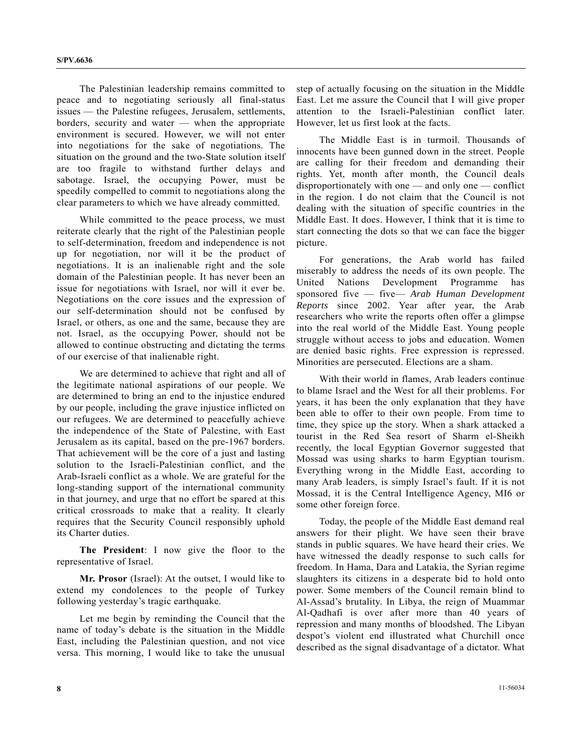The Palestinian leadership remains committed to peace and to negotiating seriously all final-status issues — the Palestine refugees, Jerusalem, settlements, borders, security and water — when the appropriate environment is secured. However, we will not enter into negotiations for the sake of negotiations. The situation on the ground and the two-State solution itself are too fragile to withstand further delays and sabotage. Israel, the occupying Power, must be speedily compelled to commit to negotiations along the clear parameters to which we have already committed.

While committed to the peace process, we must reiterate clearly that the right of the Palestinian people to self-determination, freedom and independence is not up for negotiation, nor will it be the product of negotiations. It is an inalienable right and the sole domain of the Palestinian people. It has never been an issue for negotiations with Israel, nor will it ever be. Negotiations on the core issues and the expression of our self-determination should not be confused by Israel, or others, as one and the same, because they are not. Israel, as the occupying Power, should not be allowed to continue obstructing and dictating the terms of our exercise of that inalienable right.

We are determined to achieve that right and all of the legitimate national aspirations of our people. We are determined to bring an end to the injustice endured by our people, including the grave injustice inflicted on our refugees. We are determined to peacefully achieve the independence of the State of Palestine, with East Jerusalem as its capital, based on the pre-1967 borders. That achievement will be the core of a just and lasting solution to the Israeli-Palestinian conflict, and the Arab-Israeli conflict as a whole. We are grateful for the long-standing support of the international community in that journey, and urge that no effort be spared at this critical crossroads to make that a reality. It clearly requires that the Security Council responsibly uphold its Charter duties.

**The President**: I now give the floor to the representative of Israel.

**Mr. Prosor** (Israel): At the outset, I would like to extend my condolences to the people of Turkey following yesterday's tragic earthquake.

Let me begin by reminding the Council that the name of today's debate is the situation in the Middle East, including the Palestinian question, and not vice versa. This morning, I would like to take the unusual step of actually focusing on the situation in the Middle East. Let me assure the Council that I will give proper attention to the Israeli-Palestinian conflict later. However, let us first look at the facts.

The Middle East is in turmoil. Thousands of innocents have been gunned down in the street. People are calling for their freedom and demanding their rights. Yet, month after month, the Council deals disproportionately with one — and only one — conflict in the region. I do not claim that the Council is not dealing with the situation of specific countries in the Middle East. It does. However, I think that it is time to start connecting the dots so that we can face the bigger picture.

For generations, the Arab world has failed miserably to address the needs of its own people. The United Nations Development Programme has sponsored five — five— *Arab Human Development Reports* since 2002. Year after year, the Arab researchers who write the reports often offer a glimpse into the real world of the Middle East. Young people struggle without access to jobs and education. Women are denied basic rights. Free expression is repressed. Minorities are persecuted. Elections are a sham.

With their world in flames, Arab leaders continue to blame Israel and the West for all their problems. For years, it has been the only explanation that they have been able to offer to their own people. From time to time, they spice up the story. When a shark attacked a tourist in the Red Sea resort of Sharm el-Sheikh recently, the local Egyptian Governor suggested that Mossad was using sharks to harm Egyptian tourism. Everything wrong in the Middle East, according to many Arab leaders, is simply Israel's fault. If it is not Mossad, it is the Central Intelligence Agency, MI6 or some other foreign force.

Today, the people of the Middle East demand real answers for their plight. We have seen their brave stands in public squares. We have heard their cries. We have witnessed the deadly response to such calls for freedom. In Hama, Dara and Latakia, the Syrian regime slaughters its citizens in a desperate bid to hold onto power. Some members of the Council remain blind to Al-Assad's brutality. In Libya, the reign of Muammar Al-Qadhafi is over after more than 40 years of repression and many months of bloodshed. The Libyan despot's violent end illustrated what Churchill once described as the signal disadvantage of a dictator. What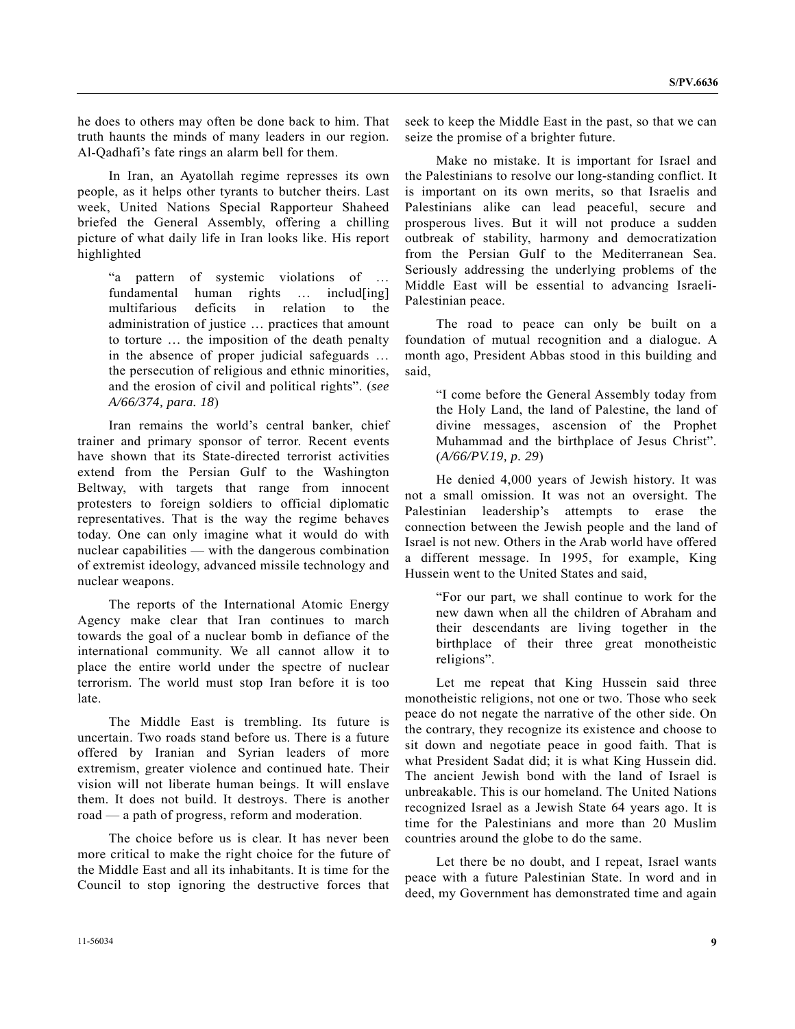he does to others may often be done back to him. That truth haunts the minds of many leaders in our region. Al-Qadhafi's fate rings an alarm bell for them.

In Iran, an Ayatollah regime represses its own people, as it helps other tyrants to butcher theirs. Last week, United Nations Special Rapporteur Shaheed briefed the General Assembly, offering a chilling picture of what daily life in Iran looks like. His report highlighted

> "a pattern of systemic violations of … fundamental human rights … includ[ing] multifarious deficits in relation to the administration of justice … practices that amount to torture … the imposition of the death penalty in the absence of proper judicial safeguards … the persecution of religious and ethnic minorities, and the erosion of civil and political rights". (*see A/66/374, para. 18*)

Iran remains the world's central banker, chief trainer and primary sponsor of terror. Recent events have shown that its State-directed terrorist activities extend from the Persian Gulf to the Washington Beltway, with targets that range from innocent protesters to foreign soldiers to official diplomatic representatives. That is the way the regime behaves today. One can only imagine what it would do with nuclear capabilities — with the dangerous combination of extremist ideology, advanced missile technology and nuclear weapons.

The reports of the International Atomic Energy Agency make clear that Iran continues to march towards the goal of a nuclear bomb in defiance of the international community. We all cannot allow it to place the entire world under the spectre of nuclear terrorism. The world must stop Iran before it is too late.

The Middle East is trembling. Its future is uncertain. Two roads stand before us. There is a future offered by Iranian and Syrian leaders of more extremism, greater violence and continued hate. Their vision will not liberate human beings. It will enslave them. It does not build. It destroys. There is another road — a path of progress, reform and moderation.

The choice before us is clear. It has never been more critical to make the right choice for the future of the Middle East and all its inhabitants. It is time for the Council to stop ignoring the destructive forces that seek to keep the Middle East in the past, so that we can seize the promise of a brighter future.

Make no mistake. It is important for Israel and the Palestinians to resolve our long-standing conflict. It is important on its own merits, so that Israelis and Palestinians alike can lead peaceful, secure and prosperous lives. But it will not produce a sudden outbreak of stability, harmony and democratization from the Persian Gulf to the Mediterranean Sea. Seriously addressing the underlying problems of the Middle East will be essential to advancing Israeli-Palestinian peace.

The road to peace can only be built on a foundation of mutual recognition and a dialogue. A month ago, President Abbas stood in this building and said,

> "I come before the General Assembly today from the Holy Land, the land of Palestine, the land of divine messages, ascension of the Prophet Muhammad and the birthplace of Jesus Christ". (*A/66/PV.19, p. 29*)

He denied 4,000 years of Jewish history. It was not a small omission. It was not an oversight. The Palestinian leadership's attempts to erase the connection between the Jewish people and the land of Israel is not new. Others in the Arab world have offered a different message. In 1995, for example, King Hussein went to the United States and said,

> "For our part, we shall continue to work for the new dawn when all the children of Abraham and their descendants are living together in the birthplace of their three great monotheistic religions".

Let me repeat that King Hussein said three monotheistic religions, not one or two. Those who seek peace do not negate the narrative of the other side. On the contrary, they recognize its existence and choose to sit down and negotiate peace in good faith. That is what President Sadat did; it is what King Hussein did. The ancient Jewish bond with the land of Israel is unbreakable. This is our homeland. The United Nations recognized Israel as a Jewish State 64 years ago. It is time for the Palestinians and more than 20 Muslim countries around the globe to do the same.

Let there be no doubt, and I repeat, Israel wants peace with a future Palestinian State. In word and in deed, my Government has demonstrated time and again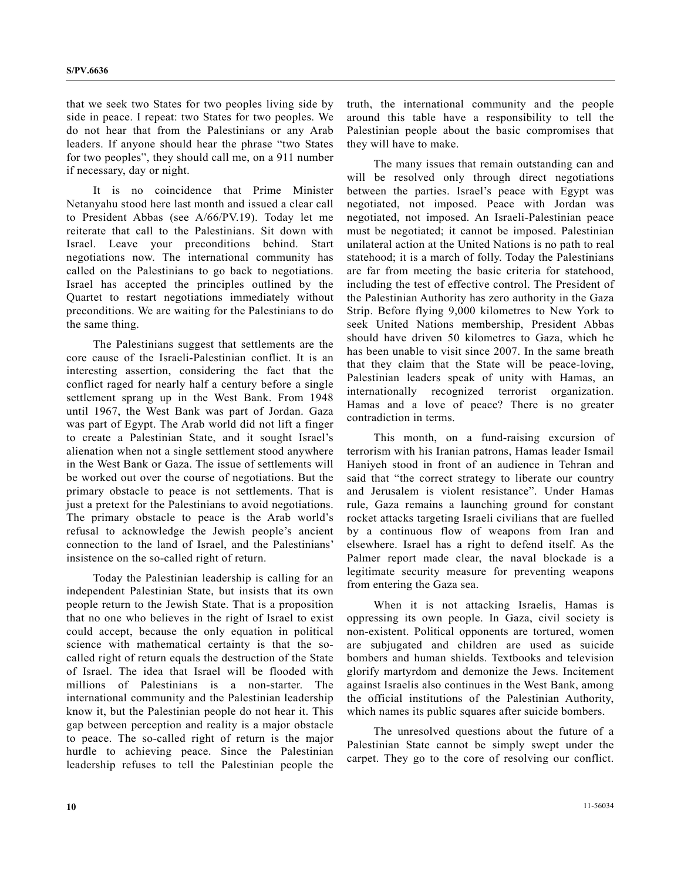that we seek two States for two peoples living side by side in peace. I repeat: two States for two peoples. We do not hear that from the Palestinians or any Arab leaders. If anyone should hear the phrase "two States for two peoples", they should call me, on a 911 number if necessary, day or night.

It is no coincidence that Prime Minister Netanyahu stood here last month and issued a clear call to President Abbas (see A/66/PV.19). Today let me reiterate that call to the Palestinians. Sit down with Israel. Leave your preconditions behind. Start negotiations now. The international community has called on the Palestinians to go back to negotiations. Israel has accepted the principles outlined by the Quartet to restart negotiations immediately without preconditions. We are waiting for the Palestinians to do the same thing.

The Palestinians suggest that settlements are the core cause of the Israeli-Palestinian conflict. It is an interesting assertion, considering the fact that the conflict raged for nearly half a century before a single settlement sprang up in the West Bank. From 1948 until 1967, the West Bank was part of Jordan. Gaza was part of Egypt. The Arab world did not lift a finger to create a Palestinian State, and it sought Israel's alienation when not a single settlement stood anywhere in the West Bank or Gaza. The issue of settlements will be worked out over the course of negotiations. But the primary obstacle to peace is not settlements. That is just a pretext for the Palestinians to avoid negotiations. The primary obstacle to peace is the Arab world's refusal to acknowledge the Jewish people's ancient connection to the land of Israel, and the Palestinians' insistence on the so-called right of return.

Today the Palestinian leadership is calling for an independent Palestinian State, but insists that its own people return to the Jewish State. That is a proposition that no one who believes in the right of Israel to exist could accept, because the only equation in political science with mathematical certainty is that the so-called right of return equals the destruction of the State of Israel. The idea that Israel will be flooded with millions of Palestinians is a non-starter. The international community and the Palestinian leadership know it, but the Palestinian people do not hear it. This gap between perception and reality is a major obstacle to peace. The so-called right of return is the major hurdle to achieving peace. Since the Palestinian leadership refuses to tell the Palestinian people the truth, the international community and the people around this table have a responsibility to tell the Palestinian people about the basic compromises that they will have to make.

The many issues that remain outstanding can and will be resolved only through direct negotiations between the parties. Israel's peace with Egypt was negotiated, not imposed. Peace with Jordan was negotiated, not imposed. An Israeli-Palestinian peace must be negotiated; it cannot be imposed. Palestinian unilateral action at the United Nations is no path to real statehood; it is a march of folly. Today the Palestinians are far from meeting the basic criteria for statehood, including the test of effective control. The President of the Palestinian Authority has zero authority in the Gaza Strip. Before flying 9,000 kilometres to New York to seek United Nations membership, President Abbas should have driven 50 kilometres to Gaza, which he has been unable to visit since 2007. In the same breath that they claim that the State will be peace-loving, Palestinian leaders speak of unity with Hamas, an internationally recognized terrorist organization. Hamas and a love of peace? There is no greater contradiction in terms.

This month, on a fund-raising excursion of terrorism with his Iranian patrons, Hamas leader Ismail Haniyeh stood in front of an audience in Tehran and said that "the correct strategy to liberate our country and Jerusalem is violent resistance". Under Hamas rule, Gaza remains a launching ground for constant rocket attacks targeting Israeli civilians that are fuelled by a continuous flow of weapons from Iran and elsewhere. Israel has a right to defend itself. As the Palmer report made clear, the naval blockade is a legitimate security measure for preventing weapons from entering the Gaza sea.

When it is not attacking Israelis, Hamas is oppressing its own people. In Gaza, civil society is non-existent. Political opponents are tortured, women are subjugated and children are used as suicide bombers and human shields. Textbooks and television glorify martyrdom and demonize the Jews. Incitement against Israelis also continues in the West Bank, among the official institutions of the Palestinian Authority, which names its public squares after suicide bombers.

The unresolved questions about the future of a Palestinian State cannot be simply swept under the carpet. They go to the core of resolving our conflict.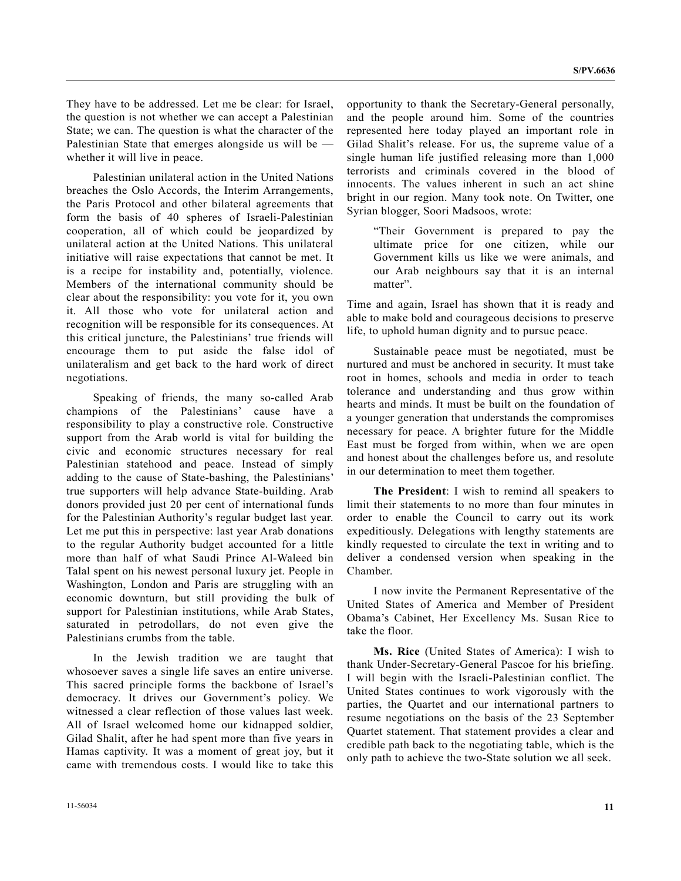They have to be addressed. Let me be clear: for Israel, the question is not whether we can accept a Palestinian State; we can. The question is what the character of the Palestinian State that emerges alongside us will be — whether it will live in peace.

Palestinian unilateral action in the United Nations breaches the Oslo Accords, the Interim Arrangements, the Paris Protocol and other bilateral agreements that form the basis of 40 spheres of Israeli-Palestinian cooperation, all of which could be jeopardized by unilateral action at the United Nations. This unilateral initiative will raise expectations that cannot be met. It is a recipe for instability and, potentially, violence. Members of the international community should be clear about the responsibility: you vote for it, you own it. All those who vote for unilateral action and recognition will be responsible for its consequences. At this critical juncture, the Palestinians' true friends will encourage them to put aside the false idol of unilateralism and get back to the hard work of direct negotiations.

Speaking of friends, the many so-called Arab champions of the Palestinians' cause have a responsibility to play a constructive role. Constructive support from the Arab world is vital for building the civic and economic structures necessary for real Palestinian statehood and peace. Instead of simply adding to the cause of State-bashing, the Palestinians' true supporters will help advance State-building. Arab donors provided just 20 per cent of international funds for the Palestinian Authority's regular budget last year. Let me put this in perspective: last year Arab donations to the regular Authority budget accounted for a little more than half of what Saudi Prince Al-Waleed bin Talal spent on his newest personal luxury jet. People in Washington, London and Paris are struggling with an economic downturn, but still providing the bulk of support for Palestinian institutions, while Arab States, saturated in petrodollars, do not even give the Palestinians crumbs from the table.

In the Jewish tradition we are taught that whosoever saves a single life saves an entire universe. This sacred principle forms the backbone of Israel's democracy. It drives our Government's policy. We witnessed a clear reflection of those values last week. All of Israel welcomed home our kidnapped soldier, Gilad Shalit, after he had spent more than five years in Hamas captivity. It was a moment of great joy, but it came with tremendous costs. I would like to take this opportunity to thank the Secretary-General personally, and the people around him. Some of the countries represented here today played an important role in Gilad Shalit's release. For us, the supreme value of a single human life justified releasing more than 1,000 terrorists and criminals covered in the blood of innocents. The values inherent in such an act shine bright in our region. Many took note. On Twitter, one Syrian blogger, Soori Madsoos, wrote:

> "Their Government is prepared to pay the ultimate price for one citizen, while our Government kills us like we were animals, and our Arab neighbours say that it is an internal matter".

Time and again, Israel has shown that it is ready and able to make bold and courageous decisions to preserve life, to uphold human dignity and to pursue peace.

Sustainable peace must be negotiated, must be nurtured and must be anchored in security. It must take root in homes, schools and media in order to teach tolerance and understanding and thus grow within hearts and minds. It must be built on the foundation of a younger generation that understands the compromises necessary for peace. A brighter future for the Middle East must be forged from within, when we are open and honest about the challenges before us, and resolute in our determination to meet them together.

**The President**: I wish to remind all speakers to limit their statements to no more than four minutes in order to enable the Council to carry out its work expeditiously. Delegations with lengthy statements are kindly requested to circulate the text in writing and to deliver a condensed version when speaking in the Chamber.

I now invite the Permanent Representative of the United States of America and Member of President Obama's Cabinet, Her Excellency Ms. Susan Rice to take the floor.

**Ms. Rice** (United States of America): I wish to thank Under-Secretary-General Pascoe for his briefing. I will begin with the Israeli-Palestinian conflict. The United States continues to work vigorously with the parties, the Quartet and our international partners to resume negotiations on the basis of the 23 September Quartet statement. That statement provides a clear and credible path back to the negotiating table, which is the only path to achieve the two-State solution we all seek.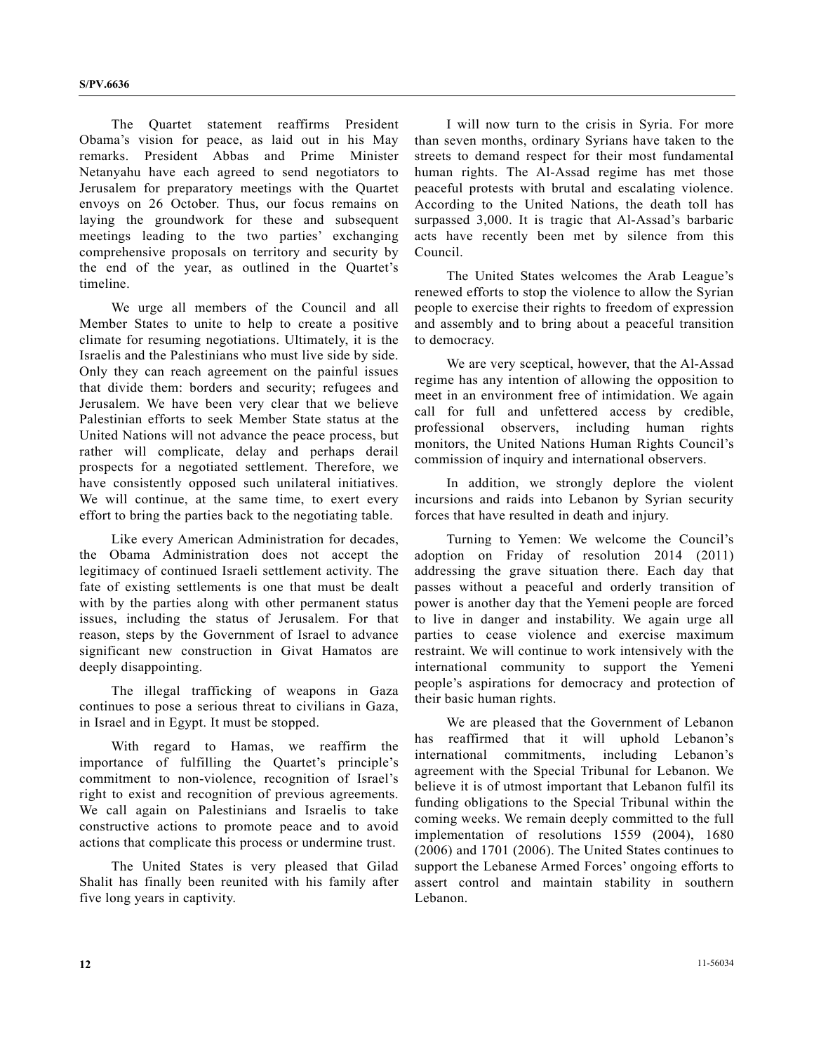The Quartet statement reaffirms President Obama's vision for peace, as laid out in his May remarks. President Abbas and Prime Minister Netanyahu have each agreed to send negotiators to Jerusalem for preparatory meetings with the Quartet envoys on 26 October. Thus, our focus remains on laying the groundwork for these and subsequent meetings leading to the two parties' exchanging comprehensive proposals on territory and security by the end of the year, as outlined in the Quartet's timeline.

We urge all members of the Council and all Member States to unite to help to create a positive climate for resuming negotiations. Ultimately, it is the Israelis and the Palestinians who must live side by side. Only they can reach agreement on the painful issues that divide them: borders and security; refugees and Jerusalem. We have been very clear that we believe Palestinian efforts to seek Member State status at the United Nations will not advance the peace process, but rather will complicate, delay and perhaps derail prospects for a negotiated settlement. Therefore, we have consistently opposed such unilateral initiatives. We will continue, at the same time, to exert every effort to bring the parties back to the negotiating table.

Like every American Administration for decades, the Obama Administration does not accept the legitimacy of continued Israeli settlement activity. The fate of existing settlements is one that must be dealt with by the parties along with other permanent status issues, including the status of Jerusalem. For that reason, steps by the Government of Israel to advance significant new construction in Givat Hamatos are deeply disappointing.

The illegal trafficking of weapons in Gaza continues to pose a serious threat to civilians in Gaza, in Israel and in Egypt. It must be stopped.

With regard to Hamas, we reaffirm the importance of fulfilling the Quartet's principle's commitment to non-violence, recognition of Israel's right to exist and recognition of previous agreements. We call again on Palestinians and Israelis to take constructive actions to promote peace and to avoid actions that complicate this process or undermine trust.

The United States is very pleased that Gilad Shalit has finally been reunited with his family after five long years in captivity.

I will now turn to the crisis in Syria. For more than seven months, ordinary Syrians have taken to the streets to demand respect for their most fundamental human rights. The Al-Assad regime has met those peaceful protests with brutal and escalating violence. According to the United Nations, the death toll has surpassed 3,000. It is tragic that Al-Assad's barbaric acts have recently been met by silence from this Council.

The United States welcomes the Arab League's renewed efforts to stop the violence to allow the Syrian people to exercise their rights to freedom of expression and assembly and to bring about a peaceful transition to democracy.

We are very sceptical, however, that the Al-Assad regime has any intention of allowing the opposition to meet in an environment free of intimidation. We again call for full and unfettered access by credible, professional observers, including human rights monitors, the United Nations Human Rights Council's commission of inquiry and international observers.

In addition, we strongly deplore the violent incursions and raids into Lebanon by Syrian security forces that have resulted in death and injury.

Turning to Yemen: We welcome the Council's adoption on Friday of resolution 2014 (2011) addressing the grave situation there. Each day that passes without a peaceful and orderly transition of power is another day that the Yemeni people are forced to live in danger and instability. We again urge all parties to cease violence and exercise maximum restraint. We will continue to work intensively with the international community to support the Yemeni people's aspirations for democracy and protection of their basic human rights.

We are pleased that the Government of Lebanon has reaffirmed that it will uphold Lebanon's international commitments, including Lebanon's agreement with the Special Tribunal for Lebanon. We believe it is of utmost important that Lebanon fulfil its funding obligations to the Special Tribunal within the coming weeks. We remain deeply committed to the full implementation of resolutions 1559 (2004), 1680 (2006) and 1701 (2006). The United States continues to support the Lebanese Armed Forces' ongoing efforts to assert control and maintain stability in southern Lebanon.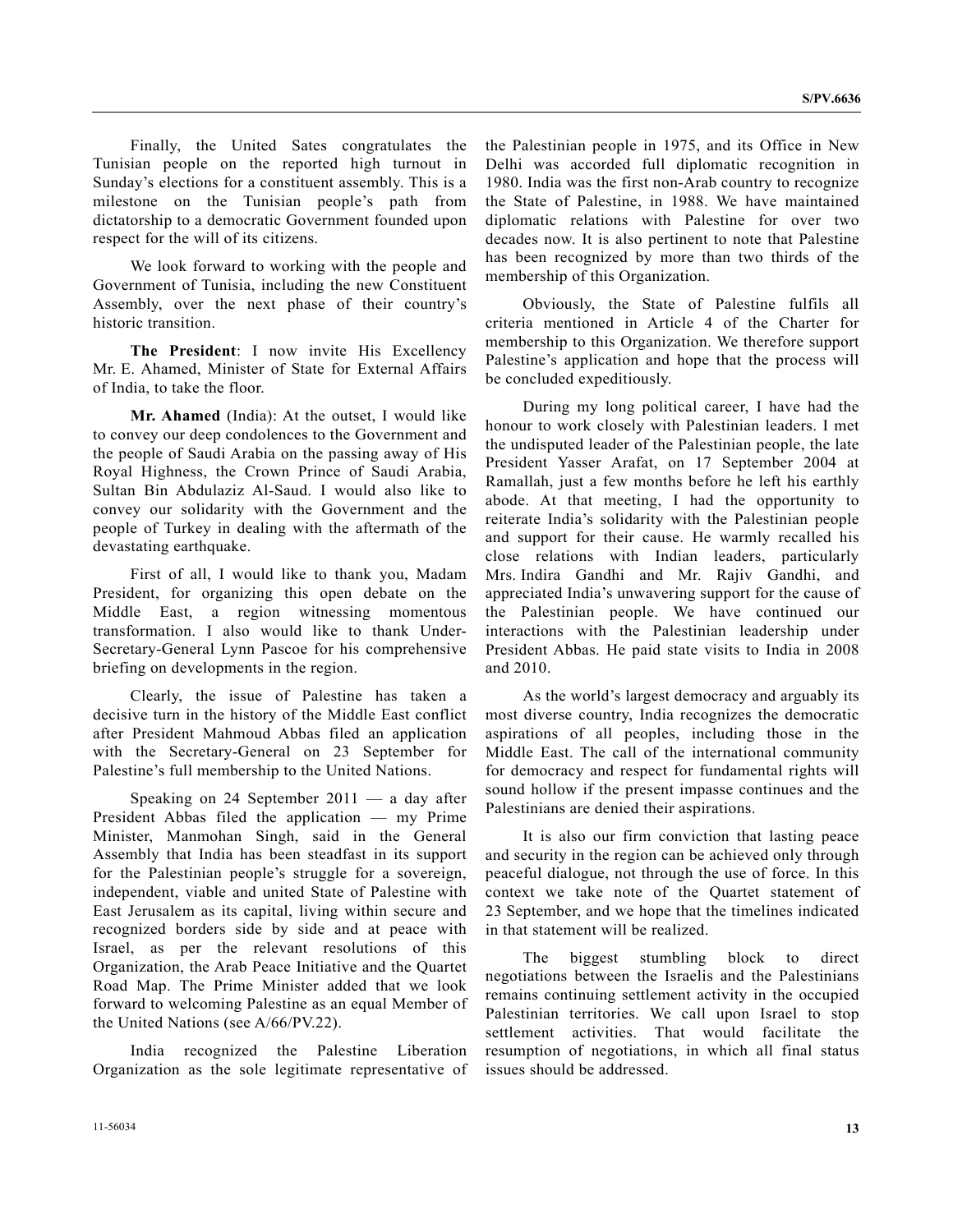Finally, the United Sates congratulates the Tunisian people on the reported high turnout in Sunday's elections for a constituent assembly. This is a milestone on the Tunisian people's path from dictatorship to a democratic Government founded upon respect for the will of its citizens.

We look forward to working with the people and Government of Tunisia, including the new Constituent Assembly, over the next phase of their country's historic transition.

**The President**: I now invite His Excellency Mr. E. Ahamed, Minister of State for External Affairs of India, to take the floor.

**Mr. Ahamed** (India): At the outset, I would like to convey our deep condolences to the Government and the people of Saudi Arabia on the passing away of His Royal Highness, the Crown Prince of Saudi Arabia, Sultan Bin Abdulaziz Al-Saud. I would also like to convey our solidarity with the Government and the people of Turkey in dealing with the aftermath of the devastating earthquake.

First of all, I would like to thank you, Madam President, for organizing this open debate on the Middle East, a region witnessing momentous transformation. I also would like to thank Under-Secretary-General Lynn Pascoe for his comprehensive briefing on developments in the region.

Clearly, the issue of Palestine has taken a decisive turn in the history of the Middle East conflict after President Mahmoud Abbas filed an application with the Secretary-General on 23 September for Palestine's full membership to the United Nations.

Speaking on 24 September 2011 — a day after President Abbas filed the application — my Prime Minister, Manmohan Singh, said in the General Assembly that India has been steadfast in its support for the Palestinian people's struggle for a sovereign, independent, viable and united State of Palestine with East Jerusalem as its capital, living within secure and recognized borders side by side and at peace with Israel, as per the relevant resolutions of this Organization, the Arab Peace Initiative and the Quartet Road Map. The Prime Minister added that we look forward to welcoming Palestine as an equal Member of the United Nations (see A/66/PV.22).

India recognized the Palestine Liberation Organization as the sole legitimate representative of the Palestinian people in 1975, and its Office in New Delhi was accorded full diplomatic recognition in 1980. India was the first non-Arab country to recognize the State of Palestine, in 1988. We have maintained diplomatic relations with Palestine for over two decades now. It is also pertinent to note that Palestine has been recognized by more than two thirds of the membership of this Organization.

Obviously, the State of Palestine fulfils all criteria mentioned in Article 4 of the Charter for membership to this Organization. We therefore support Palestine's application and hope that the process will be concluded expeditiously.

During my long political career, I have had the honour to work closely with Palestinian leaders. I met the undisputed leader of the Palestinian people, the late President Yasser Arafat, on 17 September 2004 at Ramallah, just a few months before he left his earthly abode. At that meeting, I had the opportunity to reiterate India's solidarity with the Palestinian people and support for their cause. He warmly recalled his close relations with Indian leaders, particularly Mrs. Indira Gandhi and Mr. Rajiv Gandhi, and appreciated India's unwavering support for the cause of the Palestinian people. We have continued our interactions with the Palestinian leadership under President Abbas. He paid state visits to India in 2008 and 2010.

As the world's largest democracy and arguably its most diverse country, India recognizes the democratic aspirations of all peoples, including those in the Middle East. The call of the international community for democracy and respect for fundamental rights will sound hollow if the present impasse continues and the Palestinians are denied their aspirations.

It is also our firm conviction that lasting peace and security in the region can be achieved only through peaceful dialogue, not through the use of force. In this context we take note of the Quartet statement of 23 September, and we hope that the timelines indicated in that statement will be realized.

The biggest stumbling block to direct negotiations between the Israelis and the Palestinians remains continuing settlement activity in the occupied Palestinian territories. We call upon Israel to stop settlement activities. That would facilitate the resumption of negotiations, in which all final status issues should be addressed.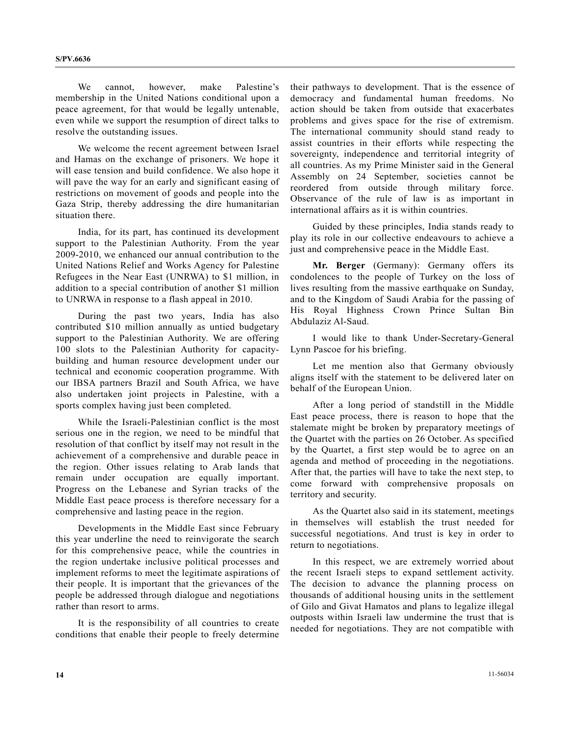We cannot, however, make Palestine's membership in the United Nations conditional upon a peace agreement, for that would be legally untenable, even while we support the resumption of direct talks to resolve the outstanding issues.

We welcome the recent agreement between Israel and Hamas on the exchange of prisoners. We hope it will ease tension and build confidence. We also hope it will pave the way for an early and significant easing of restrictions on movement of goods and people into the Gaza Strip, thereby addressing the dire humanitarian situation there.

India, for its part, has continued its development support to the Palestinian Authority. From the year 2009-2010, we enhanced our annual contribution to the United Nations Relief and Works Agency for Palestine Refugees in the Near East (UNRWA) to $1 million, in addition to a special contribution of another $1 million to UNRWA in response to a flash appeal in 2010.

During the past two years, India has also contributed $10 million annually as untied budgetary support to the Palestinian Authority. We are offering 100 slots to the Palestinian Authority for capacity-building and human resource development under our technical and economic cooperation programme. With our IBSA partners Brazil and South Africa, we have also undertaken joint projects in Palestine, with a sports complex having just been completed.

While the Israeli-Palestinian conflict is the most serious one in the region, we need to be mindful that resolution of that conflict by itself may not result in the achievement of a comprehensive and durable peace in the region. Other issues relating to Arab lands that remain under occupation are equally important. Progress on the Lebanese and Syrian tracks of the Middle East peace process is therefore necessary for a comprehensive and lasting peace in the region.

Developments in the Middle East since February this year underline the need to reinvigorate the search for this comprehensive peace, while the countries in the region undertake inclusive political processes and implement reforms to meet the legitimate aspirations of their people. It is important that the grievances of the people be addressed through dialogue and negotiations rather than resort to arms.

It is the responsibility of all countries to create conditions that enable their people to freely determine their pathways to development. That is the essence of democracy and fundamental human freedoms. No action should be taken from outside that exacerbates problems and gives space for the rise of extremism. The international community should stand ready to assist countries in their efforts while respecting the sovereignty, independence and territorial integrity of all countries. As my Prime Minister said in the General Assembly on 24 September, societies cannot be reordered from outside through military force. Observance of the rule of law is as important in international affairs as it is within countries.

Guided by these principles, India stands ready to play its role in our collective endeavours to achieve a just and comprehensive peace in the Middle East.

**Mr. Berger** (Germany): Germany offers its condolences to the people of Turkey on the loss of lives resulting from the massive earthquake on Sunday, and to the Kingdom of Saudi Arabia for the passing of His Royal Highness Crown Prince Sultan Bin Abdulaziz Al-Saud.

I would like to thank Under-Secretary-General Lynn Pascoe for his briefing.

Let me mention also that Germany obviously aligns itself with the statement to be delivered later on behalf of the European Union.

After a long period of standstill in the Middle East peace process, there is reason to hope that the stalemate might be broken by preparatory meetings of the Quartet with the parties on 26 October. As specified by the Quartet, a first step would be to agree on an agenda and method of proceeding in the negotiations. After that, the parties will have to take the next step, to come forward with comprehensive proposals on territory and security.

As the Quartet also said in its statement, meetings in themselves will establish the trust needed for successful negotiations. And trust is key in order to return to negotiations.

In this respect, we are extremely worried about the recent Israeli steps to expand settlement activity. The decision to advance the planning process on thousands of additional housing units in the settlement of Gilo and Givat Hamatos and plans to legalize illegal outposts within Israeli law undermine the trust that is needed for negotiations. They are not compatible with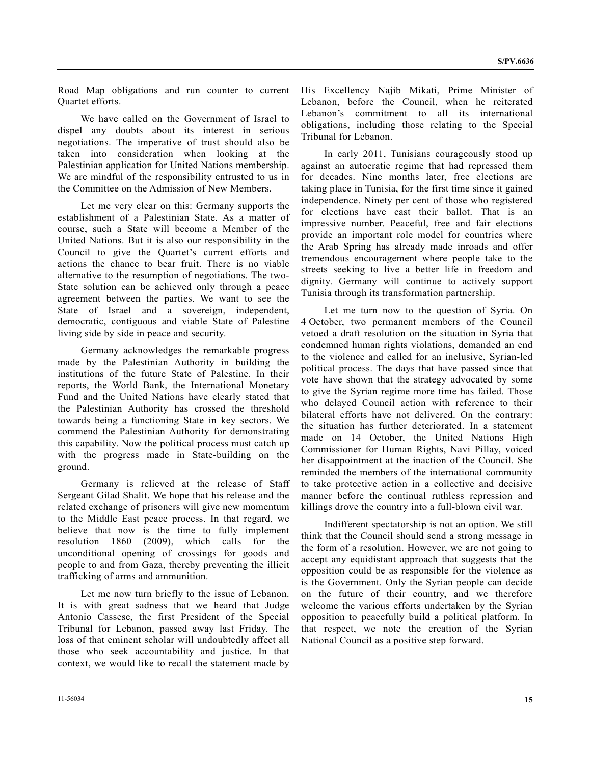Road Map obligations and run counter to current Quartet efforts.

We have called on the Government of Israel to dispel any doubts about its interest in serious negotiations. The imperative of trust should also be taken into consideration when looking at the Palestinian application for United Nations membership. We are mindful of the responsibility entrusted to us in the Committee on the Admission of New Members.

Let me very clear on this: Germany supports the establishment of a Palestinian State. As a matter of course, such a State will become a Member of the United Nations. But it is also our responsibility in the Council to give the Quartet's current efforts and actions the chance to bear fruit. There is no viable alternative to the resumption of negotiations. The two-State solution can be achieved only through a peace agreement between the parties. We want to see the State of Israel and a sovereign, independent, democratic, contiguous and viable State of Palestine living side by side in peace and security.

Germany acknowledges the remarkable progress made by the Palestinian Authority in building the institutions of the future State of Palestine. In their reports, the World Bank, the International Monetary Fund and the United Nations have clearly stated that the Palestinian Authority has crossed the threshold towards being a functioning State in key sectors. We commend the Palestinian Authority for demonstrating this capability. Now the political process must catch up with the progress made in State-building on the ground.

Germany is relieved at the release of Staff Sergeant Gilad Shalit. We hope that his release and the related exchange of prisoners will give new momentum to the Middle East peace process. In that regard, we believe that now is the time to fully implement resolution 1860 (2009), which calls for the unconditional opening of crossings for goods and people to and from Gaza, thereby preventing the illicit trafficking of arms and ammunition.

Let me now turn briefly to the issue of Lebanon. It is with great sadness that we heard that Judge Antonio Cassese, the first President of the Special Tribunal for Lebanon, passed away last Friday. The loss of that eminent scholar will undoubtedly affect all those who seek accountability and justice. In that context, we would like to recall the statement made by His Excellency Najib Mikati, Prime Minister of Lebanon, before the Council, when he reiterated Lebanon's commitment to all its international obligations, including those relating to the Special Tribunal for Lebanon.

In early 2011, Tunisians courageously stood up against an autocratic regime that had repressed them for decades. Nine months later, free elections are taking place in Tunisia, for the first time since it gained independence. Ninety per cent of those who registered for elections have cast their ballot. That is an impressive number. Peaceful, free and fair elections provide an important role model for countries where the Arab Spring has already made inroads and offer tremendous encouragement where people take to the streets seeking to live a better life in freedom and dignity. Germany will continue to actively support Tunisia through its transformation partnership.

Let me turn now to the question of Syria. On 4 October, two permanent members of the Council vetoed a draft resolution on the situation in Syria that condemned human rights violations, demanded an end to the violence and called for an inclusive, Syrian-led political process. The days that have passed since that vote have shown that the strategy advocated by some to give the Syrian regime more time has failed. Those who delayed Council action with reference to their bilateral efforts have not delivered. On the contrary: the situation has further deteriorated. In a statement made on 14 October, the United Nations High Commissioner for Human Rights, Navi Pillay, voiced her disappointment at the inaction of the Council. She reminded the members of the international community to take protective action in a collective and decisive manner before the continual ruthless repression and killings drove the country into a full-blown civil war.

Indifferent spectatorship is not an option. We still think that the Council should send a strong message in the form of a resolution. However, we are not going to accept any equidistant approach that suggests that the opposition could be as responsible for the violence as is the Government. Only the Syrian people can decide on the future of their country, and we therefore welcome the various efforts undertaken by the Syrian opposition to peacefully build a political platform. In that respect, we note the creation of the Syrian National Council as a positive step forward.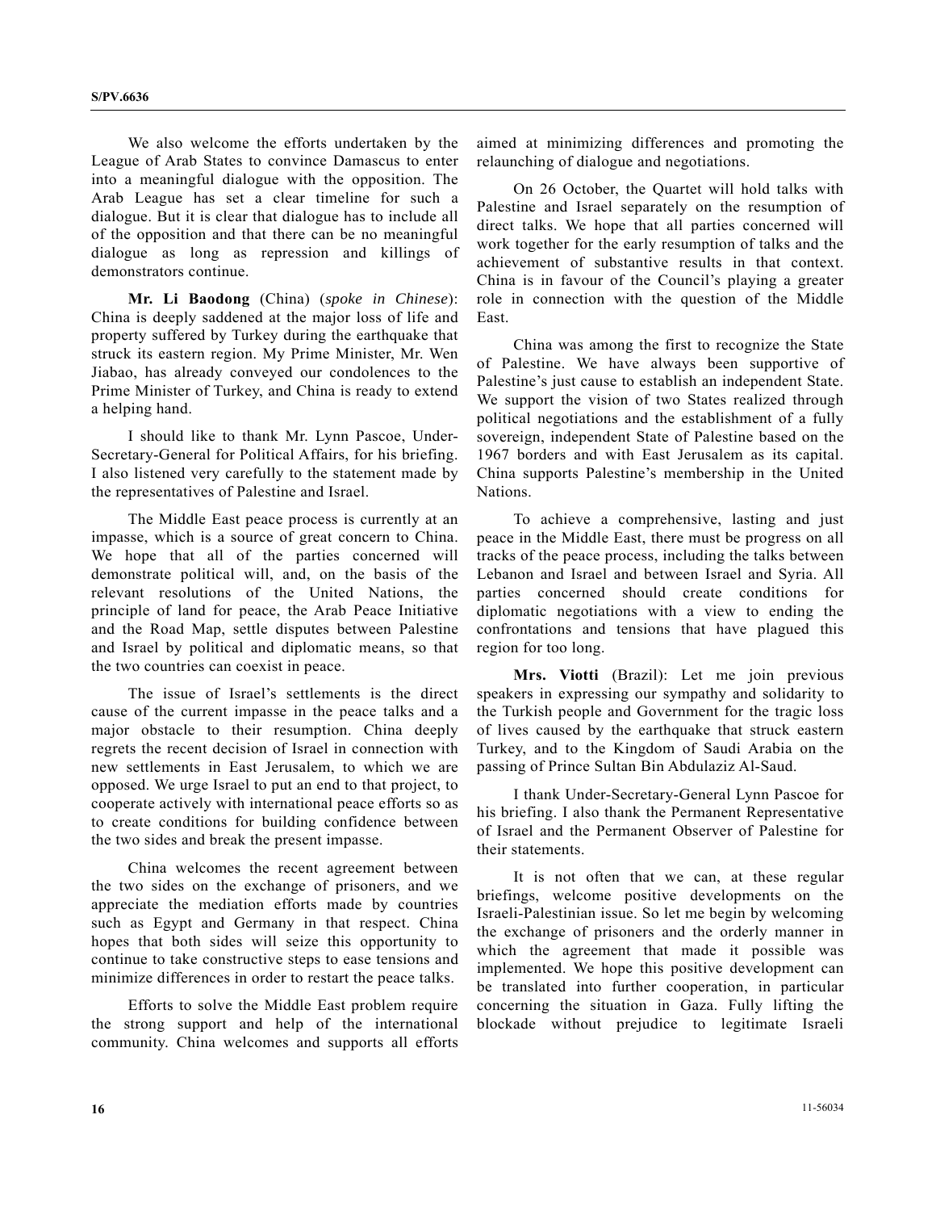We also welcome the efforts undertaken by the League of Arab States to convince Damascus to enter into a meaningful dialogue with the opposition. The Arab League has set a clear timeline for such a dialogue. But it is clear that dialogue has to include all of the opposition and that there can be no meaningful dialogue as long as repression and killings of demonstrators continue.

**Mr. Li Baodong** (China) (*spoke in Chinese*): China is deeply saddened at the major loss of life and property suffered by Turkey during the earthquake that struck its eastern region. My Prime Minister, Mr. Wen Jiabao, has already conveyed our condolences to the Prime Minister of Turkey, and China is ready to extend a helping hand.

I should like to thank Mr. Lynn Pascoe, Under-Secretary-General for Political Affairs, for his briefing. I also listened very carefully to the statement made by the representatives of Palestine and Israel.

The Middle East peace process is currently at an impasse, which is a source of great concern to China. We hope that all of the parties concerned will demonstrate political will, and, on the basis of the relevant resolutions of the United Nations, the principle of land for peace, the Arab Peace Initiative and the Road Map, settle disputes between Palestine and Israel by political and diplomatic means, so that the two countries can coexist in peace.

The issue of Israel's settlements is the direct cause of the current impasse in the peace talks and a major obstacle to their resumption. China deeply regrets the recent decision of Israel in connection with new settlements in East Jerusalem, to which we are opposed. We urge Israel to put an end to that project, to cooperate actively with international peace efforts so as to create conditions for building confidence between the two sides and break the present impasse.

China welcomes the recent agreement between the two sides on the exchange of prisoners, and we appreciate the mediation efforts made by countries such as Egypt and Germany in that respect. China hopes that both sides will seize this opportunity to continue to take constructive steps to ease tensions and minimize differences in order to restart the peace talks.

Efforts to solve the Middle East problem require the strong support and help of the international community. China welcomes and supports all efforts aimed at minimizing differences and promoting the relaunching of dialogue and negotiations.

On 26 October, the Quartet will hold talks with Palestine and Israel separately on the resumption of direct talks. We hope that all parties concerned will work together for the early resumption of talks and the achievement of substantive results in that context. China is in favour of the Council's playing a greater role in connection with the question of the Middle East.

China was among the first to recognize the State of Palestine. We have always been supportive of Palestine's just cause to establish an independent State. We support the vision of two States realized through political negotiations and the establishment of a fully sovereign, independent State of Palestine based on the 1967 borders and with East Jerusalem as its capital. China supports Palestine's membership in the United Nations.

To achieve a comprehensive, lasting and just peace in the Middle East, there must be progress on all tracks of the peace process, including the talks between Lebanon and Israel and between Israel and Syria. All parties concerned should create conditions for diplomatic negotiations with a view to ending the confrontations and tensions that have plagued this region for too long.

**Mrs. Viotti** (Brazil): Let me join previous speakers in expressing our sympathy and solidarity to the Turkish people and Government for the tragic loss of lives caused by the earthquake that struck eastern Turkey, and to the Kingdom of Saudi Arabia on the passing of Prince Sultan Bin Abdulaziz Al-Saud.

I thank Under-Secretary-General Lynn Pascoe for his briefing. I also thank the Permanent Representative of Israel and the Permanent Observer of Palestine for their statements.

It is not often that we can, at these regular briefings, welcome positive developments on the Israeli-Palestinian issue. So let me begin by welcoming the exchange of prisoners and the orderly manner in which the agreement that made it possible was implemented. We hope this positive development can be translated into further cooperation, in particular concerning the situation in Gaza. Fully lifting the blockade without prejudice to legitimate Israeli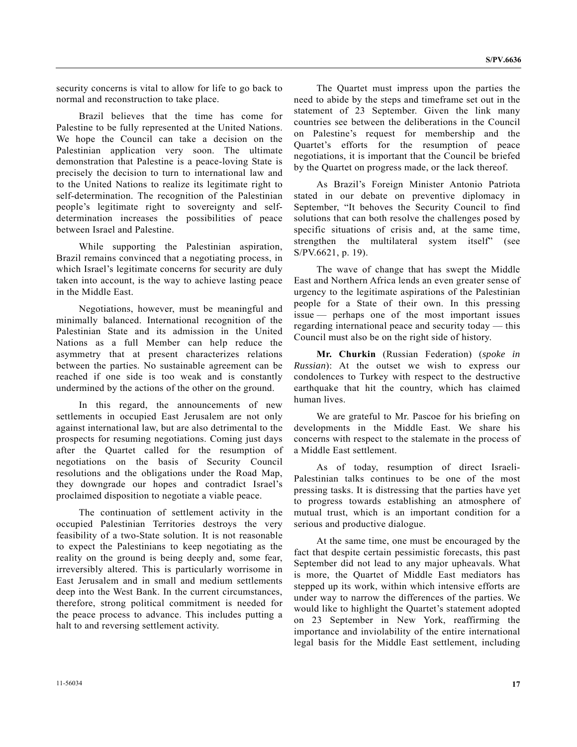security concerns is vital to allow for life to go back to normal and reconstruction to take place.

Brazil believes that the time has come for Palestine to be fully represented at the United Nations. We hope the Council can take a decision on the Palestinian application very soon. The ultimate demonstration that Palestine is a peace-loving State is precisely the decision to turn to international law and to the United Nations to realize its legitimate right to self-determination. The recognition of the Palestinian people's legitimate right to sovereignty and self-determination increases the possibilities of peace between Israel and Palestine.

While supporting the Palestinian aspiration, Brazil remains convinced that a negotiating process, in which Israel's legitimate concerns for security are duly taken into account, is the way to achieve lasting peace in the Middle East.

Negotiations, however, must be meaningful and minimally balanced. International recognition of the Palestinian State and its admission in the United Nations as a full Member can help reduce the asymmetry that at present characterizes relations between the parties. No sustainable agreement can be reached if one side is too weak and is constantly undermined by the actions of the other on the ground.

In this regard, the announcements of new settlements in occupied East Jerusalem are not only against international law, but are also detrimental to the prospects for resuming negotiations. Coming just days after the Quartet called for the resumption of negotiations on the basis of Security Council resolutions and the obligations under the Road Map, they downgrade our hopes and contradict Israel's proclaimed disposition to negotiate a viable peace.

The continuation of settlement activity in the occupied Palestinian Territories destroys the very feasibility of a two-State solution. It is not reasonable to expect the Palestinians to keep negotiating as the reality on the ground is being deeply and, some fear, irreversibly altered. This is particularly worrisome in East Jerusalem and in small and medium settlements deep into the West Bank. In the current circumstances, therefore, strong political commitment is needed for the peace process to advance. This includes putting a halt to and reversing settlement activity.

The Quartet must impress upon the parties the need to abide by the steps and timeframe set out in the statement of 23 September. Given the link many countries see between the deliberations in the Council on Palestine's request for membership and the Quartet's efforts for the resumption of peace negotiations, it is important that the Council be briefed by the Quartet on progress made, or the lack thereof.

As Brazil's Foreign Minister Antonio Patriota stated in our debate on preventive diplomacy in September, "It behoves the Security Council to find solutions that can both resolve the challenges posed by specific situations of crisis and, at the same time, strengthen the multilateral system itself" (see S/PV.6621, p. 19).

The wave of change that has swept the Middle East and Northern Africa lends an even greater sense of urgency to the legitimate aspirations of the Palestinian people for a State of their own. In this pressing issue — perhaps one of the most important issues regarding international peace and security today — this Council must also be on the right side of history.

**Mr. Churkin** (Russian Federation) (*spoke in Russian*): At the outset we wish to express our condolences to Turkey with respect to the destructive earthquake that hit the country, which has claimed human lives.

We are grateful to Mr. Pascoe for his briefing on developments in the Middle East. We share his concerns with respect to the stalemate in the process of a Middle East settlement.

As of today, resumption of direct Israeli-Palestinian talks continues to be one of the most pressing tasks. It is distressing that the parties have yet to progress towards establishing an atmosphere of mutual trust, which is an important condition for a serious and productive dialogue.

At the same time, one must be encouraged by the fact that despite certain pessimistic forecasts, this past September did not lead to any major upheavals. What is more, the Quartet of Middle East mediators has stepped up its work, within which intensive efforts are under way to narrow the differences of the parties. We would like to highlight the Quartet's statement adopted on 23 September in New York, reaffirming the importance and inviolability of the entire international legal basis for the Middle East settlement, including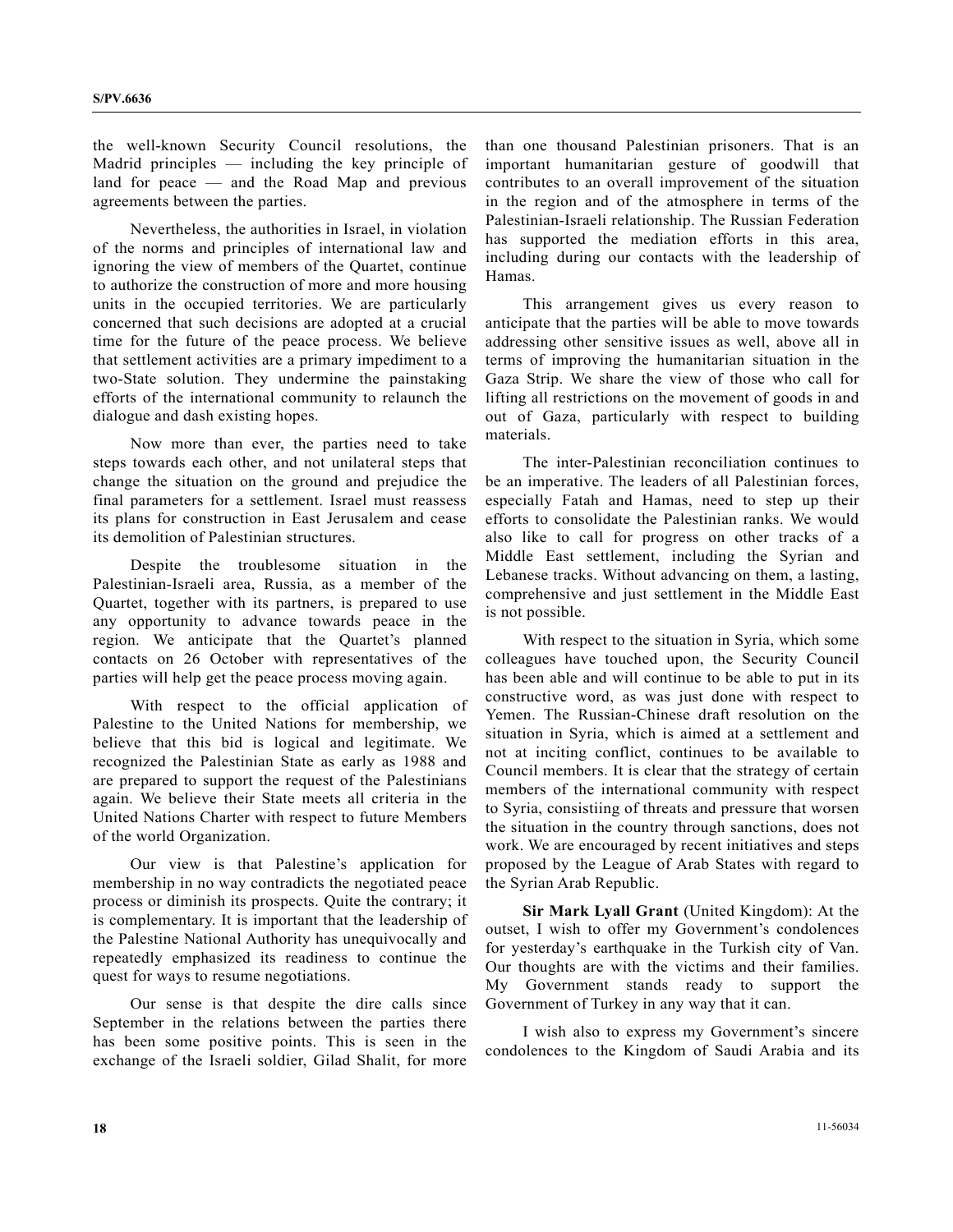the well-known Security Council resolutions, the Madrid principles — including the key principle of land for peace — and the Road Map and previous agreements between the parties.

Nevertheless, the authorities in Israel, in violation of the norms and principles of international law and ignoring the view of members of the Quartet, continue to authorize the construction of more and more housing units in the occupied territories. We are particularly concerned that such decisions are adopted at a crucial time for the future of the peace process. We believe that settlement activities are a primary impediment to a two-State solution. They undermine the painstaking efforts of the international community to relaunch the dialogue and dash existing hopes.

Now more than ever, the parties need to take steps towards each other, and not unilateral steps that change the situation on the ground and prejudice the final parameters for a settlement. Israel must reassess its plans for construction in East Jerusalem and cease its demolition of Palestinian structures.

Despite the troublesome situation in the Palestinian-Israeli area, Russia, as a member of the Quartet, together with its partners, is prepared to use any opportunity to advance towards peace in the region. We anticipate that the Quartet's planned contacts on 26 October with representatives of the parties will help get the peace process moving again.

With respect to the official application of Palestine to the United Nations for membership, we believe that this bid is logical and legitimate. We recognized the Palestinian State as early as 1988 and are prepared to support the request of the Palestinians again. We believe their State meets all criteria in the United Nations Charter with respect to future Members of the world Organization.

Our view is that Palestine's application for membership in no way contradicts the negotiated peace process or diminish its prospects. Quite the contrary; it is complementary. It is important that the leadership of the Palestine National Authority has unequivocally and repeatedly emphasized its readiness to continue the quest for ways to resume negotiations.

Our sense is that despite the dire calls since September in the relations between the parties there has been some positive points. This is seen in the exchange of the Israeli soldier, Gilad Shalit, for more than one thousand Palestinian prisoners. That is an important humanitarian gesture of goodwill that contributes to an overall improvement of the situation in the region and of the atmosphere in terms of the Palestinian-Israeli relationship. The Russian Federation has supported the mediation efforts in this area, including during our contacts with the leadership of Hamas.

This arrangement gives us every reason to anticipate that the parties will be able to move towards addressing other sensitive issues as well, above all in terms of improving the humanitarian situation in the Gaza Strip. We share the view of those who call for lifting all restrictions on the movement of goods in and out of Gaza, particularly with respect to building materials.

The inter-Palestinian reconciliation continues to be an imperative. The leaders of all Palestinian forces, especially Fatah and Hamas, need to step up their efforts to consolidate the Palestinian ranks. We would also like to call for progress on other tracks of a Middle East settlement, including the Syrian and Lebanese tracks. Without advancing on them, a lasting, comprehensive and just settlement in the Middle East is not possible.

With respect to the situation in Syria, which some colleagues have touched upon, the Security Council has been able and will continue to be able to put in its constructive word, as was just done with respect to Yemen. The Russian-Chinese draft resolution on the situation in Syria, which is aimed at a settlement and not at inciting conflict, continues to be available to Council members. It is clear that the strategy of certain members of the international community with respect to Syria, consistiing of threats and pressure that worsen the situation in the country through sanctions, does not work. We are encouraged by recent initiatives and steps proposed by the League of Arab States with regard to the Syrian Arab Republic.

**Sir Mark Lyall Grant** (United Kingdom): At the outset, I wish to offer my Government's condolences for yesterday's earthquake in the Turkish city of Van. Our thoughts are with the victims and their families. My Government stands ready to support the Government of Turkey in any way that it can.

I wish also to express my Government's sincere condolences to the Kingdom of Saudi Arabia and its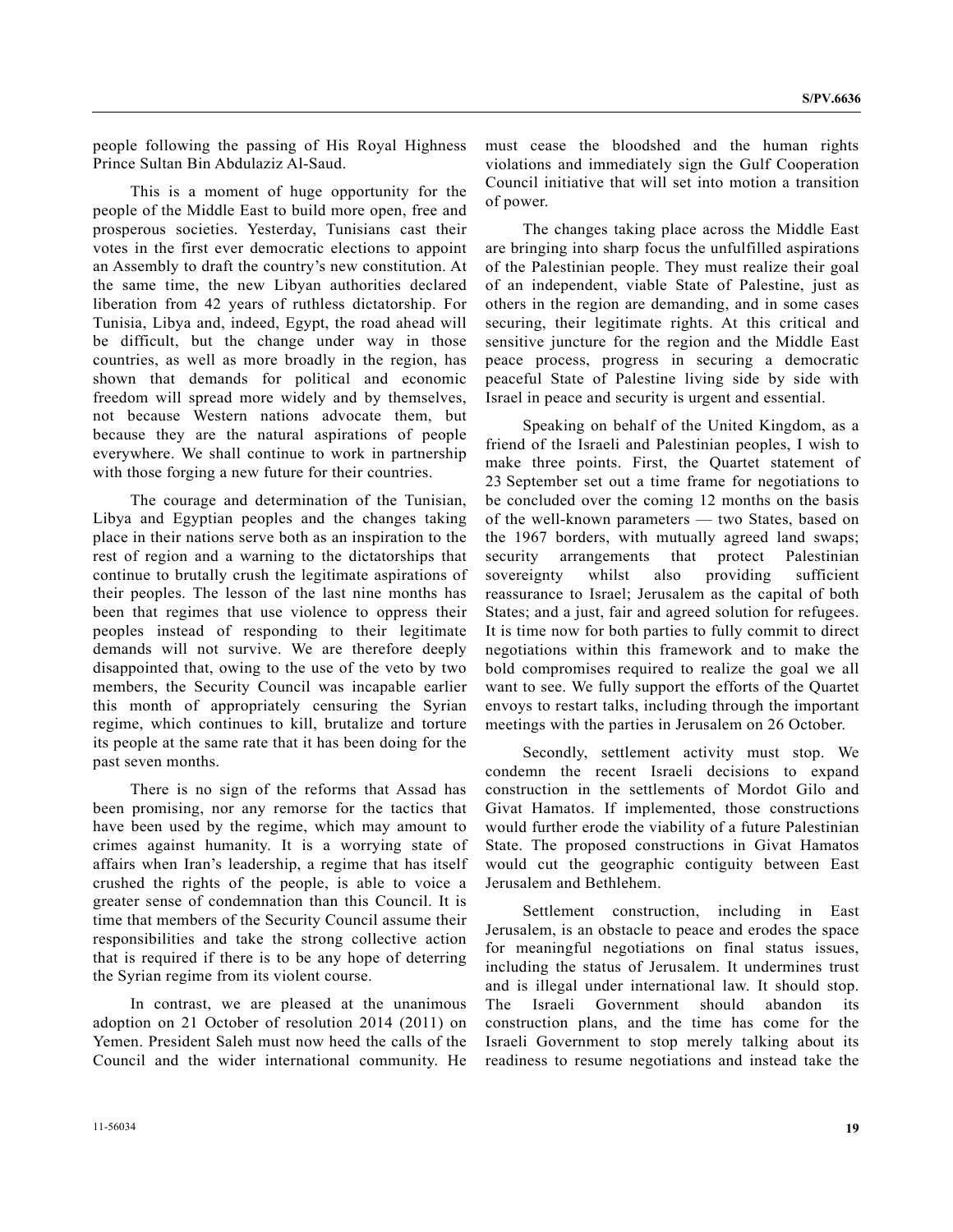people following the passing of His Royal Highness Prince Sultan Bin Abdulaziz Al-Saud.

This is a moment of huge opportunity for the people of the Middle East to build more open, free and prosperous societies. Yesterday, Tunisians cast their votes in the first ever democratic elections to appoint an Assembly to draft the country's new constitution. At the same time, the new Libyan authorities declared liberation from 42 years of ruthless dictatorship. For Tunisia, Libya and, indeed, Egypt, the road ahead will be difficult, but the change under way in those countries, as well as more broadly in the region, has shown that demands for political and economic freedom will spread more widely and by themselves, not because Western nations advocate them, but because they are the natural aspirations of people everywhere. We shall continue to work in partnership with those forging a new future for their countries.

The courage and determination of the Tunisian, Libya and Egyptian peoples and the changes taking place in their nations serve both as an inspiration to the rest of region and a warning to the dictatorships that continue to brutally crush the legitimate aspirations of their peoples. The lesson of the last nine months has been that regimes that use violence to oppress their peoples instead of responding to their legitimate demands will not survive. We are therefore deeply disappointed that, owing to the use of the veto by two members, the Security Council was incapable earlier this month of appropriately censuring the Syrian regime, which continues to kill, brutalize and torture its people at the same rate that it has been doing for the past seven months.

There is no sign of the reforms that Assad has been promising, nor any remorse for the tactics that have been used by the regime, which may amount to crimes against humanity. It is a worrying state of affairs when Iran's leadership, a regime that has itself crushed the rights of the people, is able to voice a greater sense of condemnation than this Council. It is time that members of the Security Council assume their responsibilities and take the strong collective action that is required if there is to be any hope of deterring the Syrian regime from its violent course.

In contrast, we are pleased at the unanimous adoption on 21 October of resolution 2014 (2011) on Yemen. President Saleh must now heed the calls of the Council and the wider international community. He must cease the bloodshed and the human rights violations and immediately sign the Gulf Cooperation Council initiative that will set into motion a transition of power.

The changes taking place across the Middle East are bringing into sharp focus the unfulfilled aspirations of the Palestinian people. They must realize their goal of an independent, viable State of Palestine, just as others in the region are demanding, and in some cases securing, their legitimate rights. At this critical and sensitive juncture for the region and the Middle East peace process, progress in securing a democratic peaceful State of Palestine living side by side with Israel in peace and security is urgent and essential.

Speaking on behalf of the United Kingdom, as a friend of the Israeli and Palestinian peoples, I wish to make three points. First, the Quartet statement of 23 September set out a time frame for negotiations to be concluded over the coming 12 months on the basis of the well-known parameters — two States, based on the 1967 borders, with mutually agreed land swaps; security arrangements that protect Palestinian sovereignty whilst also providing sufficient reassurance to Israel; Jerusalem as the capital of both States; and a just, fair and agreed solution for refugees. It is time now for both parties to fully commit to direct negotiations within this framework and to make the bold compromises required to realize the goal we all want to see. We fully support the efforts of the Quartet envoys to restart talks, including through the important meetings with the parties in Jerusalem on 26 October.

Secondly, settlement activity must stop. We condemn the recent Israeli decisions to expand construction in the settlements of Mordot Gilo and Givat Hamatos. If implemented, those constructions would further erode the viability of a future Palestinian State. The proposed constructions in Givat Hamatos would cut the geographic contiguity between East Jerusalem and Bethlehem.

Settlement construction, including in East Jerusalem, is an obstacle to peace and erodes the space for meaningful negotiations on final status issues, including the status of Jerusalem. It undermines trust and is illegal under international law. It should stop. The Israeli Government should abandon its construction plans, and the time has come for the Israeli Government to stop merely talking about its readiness to resume negotiations and instead take the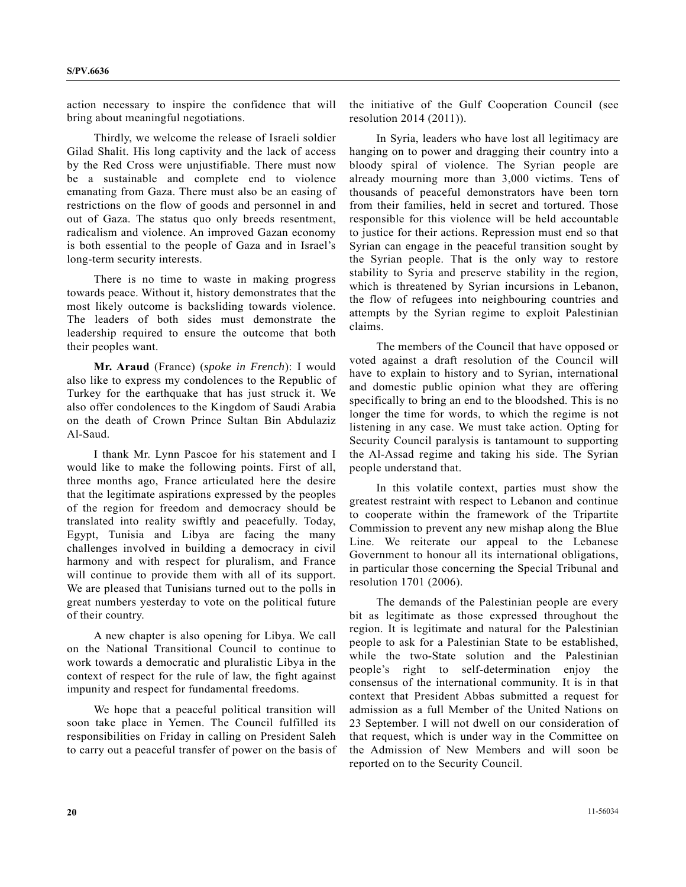action necessary to inspire the confidence that will bring about meaningful negotiations.

Thirdly, we welcome the release of Israeli soldier Gilad Shalit. His long captivity and the lack of access by the Red Cross were unjustifiable. There must now be a sustainable and complete end to violence emanating from Gaza. There must also be an easing of restrictions on the flow of goods and personnel in and out of Gaza. The status quo only breeds resentment, radicalism and violence. An improved Gazan economy is both essential to the people of Gaza and in Israel's long-term security interests.

There is no time to waste in making progress towards peace. Without it, history demonstrates that the most likely outcome is backsliding towards violence. The leaders of both sides must demonstrate the leadership required to ensure the outcome that both their peoples want.

**Mr. Araud** (France) (*spoke in French*): I would also like to express my condolences to the Republic of Turkey for the earthquake that has just struck it. We also offer condolences to the Kingdom of Saudi Arabia on the death of Crown Prince Sultan Bin Abdulaziz Al-Saud.

I thank Mr. Lynn Pascoe for his statement and I would like to make the following points. First of all, three months ago, France articulated here the desire that the legitimate aspirations expressed by the peoples of the region for freedom and democracy should be translated into reality swiftly and peacefully. Today, Egypt, Tunisia and Libya are facing the many challenges involved in building a democracy in civil harmony and with respect for pluralism, and France will continue to provide them with all of its support. We are pleased that Tunisians turned out to the polls in great numbers yesterday to vote on the political future of their country.

A new chapter is also opening for Libya. We call on the National Transitional Council to continue to work towards a democratic and pluralistic Libya in the context of respect for the rule of law, the fight against impunity and respect for fundamental freedoms.

We hope that a peaceful political transition will soon take place in Yemen. The Council fulfilled its responsibilities on Friday in calling on President Saleh to carry out a peaceful transfer of power on the basis of the initiative of the Gulf Cooperation Council (see resolution 2014 (2011)).

In Syria, leaders who have lost all legitimacy are hanging on to power and dragging their country into a bloody spiral of violence. The Syrian people are already mourning more than 3,000 victims. Tens of thousands of peaceful demonstrators have been torn from their families, held in secret and tortured. Those responsible for this violence will be held accountable to justice for their actions. Repression must end so that Syrian can engage in the peaceful transition sought by the Syrian people. That is the only way to restore stability to Syria and preserve stability in the region, which is threatened by Syrian incursions in Lebanon, the flow of refugees into neighbouring countries and attempts by the Syrian regime to exploit Palestinian claims.

The members of the Council that have opposed or voted against a draft resolution of the Council will have to explain to history and to Syrian, international and domestic public opinion what they are offering specifically to bring an end to the bloodshed. This is no longer the time for words, to which the regime is not listening in any case. We must take action. Opting for Security Council paralysis is tantamount to supporting the Al-Assad regime and taking his side. The Syrian people understand that.

In this volatile context, parties must show the greatest restraint with respect to Lebanon and continue to cooperate within the framework of the Tripartite Commission to prevent any new mishap along the Blue Line. We reiterate our appeal to the Lebanese Government to honour all its international obligations, in particular those concerning the Special Tribunal and resolution 1701 (2006).

The demands of the Palestinian people are every bit as legitimate as those expressed throughout the region. It is legitimate and natural for the Palestinian people to ask for a Palestinian State to be established, while the two-State solution and the Palestinian people's right to self-determination enjoy the consensus of the international community. It is in that context that President Abbas submitted a request for admission as a full Member of the United Nations on 23 September. I will not dwell on our consideration of that request, which is under way in the Committee on the Admission of New Members and will soon be reported on to the Security Council.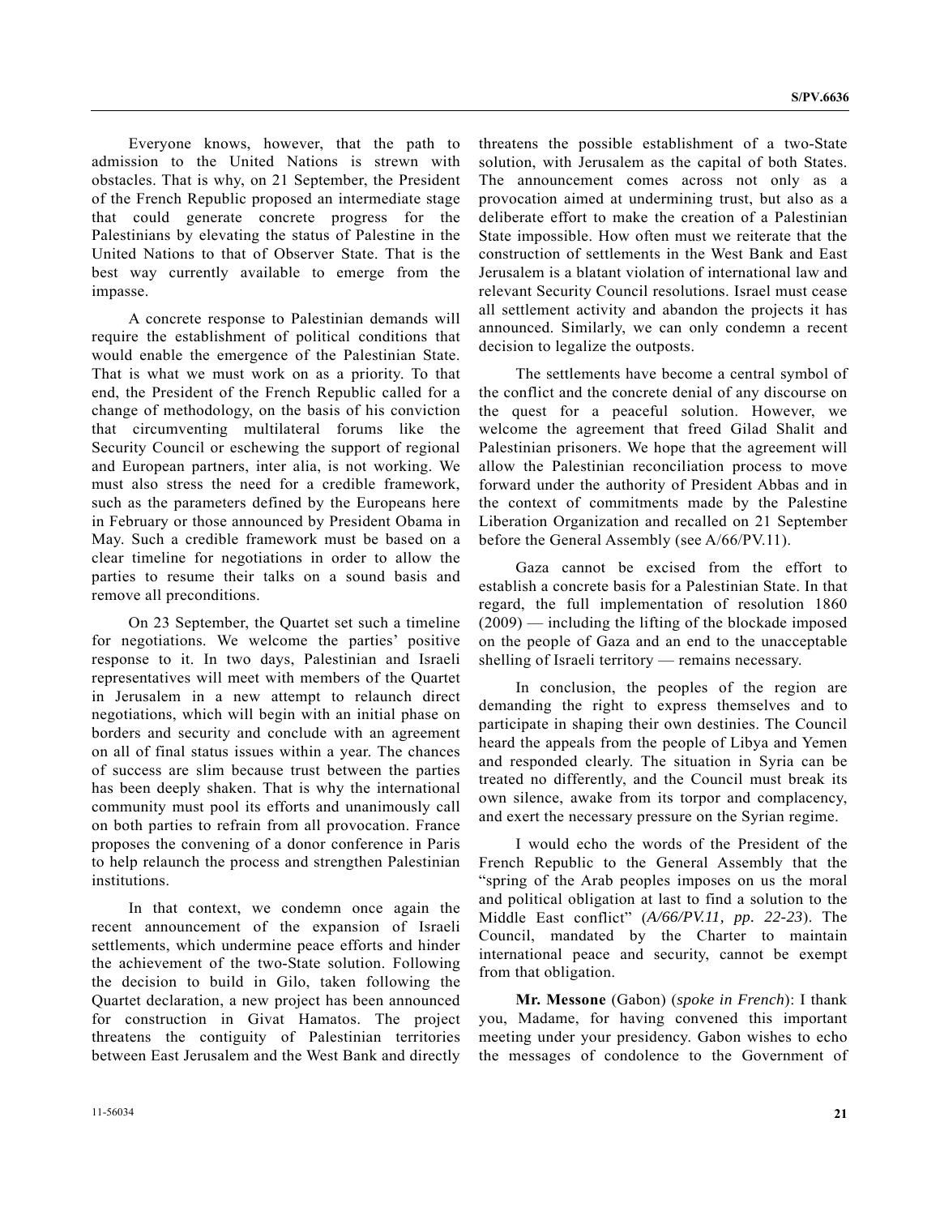Everyone knows, however, that the path to admission to the United Nations is strewn with obstacles. That is why, on 21 September, the President of the French Republic proposed an intermediate stage that could generate concrete progress for the Palestinians by elevating the status of Palestine in the United Nations to that of Observer State. That is the best way currently available to emerge from the impasse.

A concrete response to Palestinian demands will require the establishment of political conditions that would enable the emergence of the Palestinian State. That is what we must work on as a priority. To that end, the President of the French Republic called for a change of methodology, on the basis of his conviction that circumventing multilateral forums like the Security Council or eschewing the support of regional and European partners, inter alia, is not working. We must also stress the need for a credible framework, such as the parameters defined by the Europeans here in February or those announced by President Obama in May. Such a credible framework must be based on a clear timeline for negotiations in order to allow the parties to resume their talks on a sound basis and remove all preconditions.

On 23 September, the Quartet set such a timeline for negotiations. We welcome the parties' positive response to it. In two days, Palestinian and Israeli representatives will meet with members of the Quartet in Jerusalem in a new attempt to relaunch direct negotiations, which will begin with an initial phase on borders and security and conclude with an agreement on all of final status issues within a year. The chances of success are slim because trust between the parties has been deeply shaken. That is why the international community must pool its efforts and unanimously call on both parties to refrain from all provocation. France proposes the convening of a donor conference in Paris to help relaunch the process and strengthen Palestinian institutions.

In that context, we condemn once again the recent announcement of the expansion of Israeli settlements, which undermine peace efforts and hinder the achievement of the two-State solution. Following the decision to build in Gilo, taken following the Quartet declaration, a new project has been announced for construction in Givat Hamatos. The project threatens the contiguity of Palestinian territories between East Jerusalem and the West Bank and directly threatens the possible establishment of a two-State solution, with Jerusalem as the capital of both States. The announcement comes across not only as a provocation aimed at undermining trust, but also as a deliberate effort to make the creation of a Palestinian State impossible. How often must we reiterate that the construction of settlements in the West Bank and East Jerusalem is a blatant violation of international law and relevant Security Council resolutions. Israel must cease all settlement activity and abandon the projects it has announced. Similarly, we can only condemn a recent decision to legalize the outposts.

The settlements have become a central symbol of the conflict and the concrete denial of any discourse on the quest for a peaceful solution. However, we welcome the agreement that freed Gilad Shalit and Palestinian prisoners. We hope that the agreement will allow the Palestinian reconciliation process to move forward under the authority of President Abbas and in the context of commitments made by the Palestine Liberation Organization and recalled on 21 September before the General Assembly (see A/66/PV.11).

Gaza cannot be excised from the effort to establish a concrete basis for a Palestinian State. In that regard, the full implementation of resolution 1860 (2009) — including the lifting of the blockade imposed on the people of Gaza and an end to the unacceptable shelling of Israeli territory — remains necessary.

In conclusion, the peoples of the region are demanding the right to express themselves and to participate in shaping their own destinies. The Council heard the appeals from the people of Libya and Yemen and responded clearly. The situation in Syria can be treated no differently, and the Council must break its own silence, awake from its torpor and complacency, and exert the necessary pressure on the Syrian regime.

I would echo the words of the President of the French Republic to the General Assembly that the "spring of the Arab peoples imposes on us the moral and political obligation at last to find a solution to the Middle East conflict" (*A/66/PV.11, pp. 22-23*). The Council, mandated by the Charter to maintain international peace and security, cannot be exempt from that obligation.

**Mr. Messone** (Gabon) (*spoke in French*): I thank you, Madame, for having convened this important meeting under your presidency. Gabon wishes to echo the messages of condolence to the Government of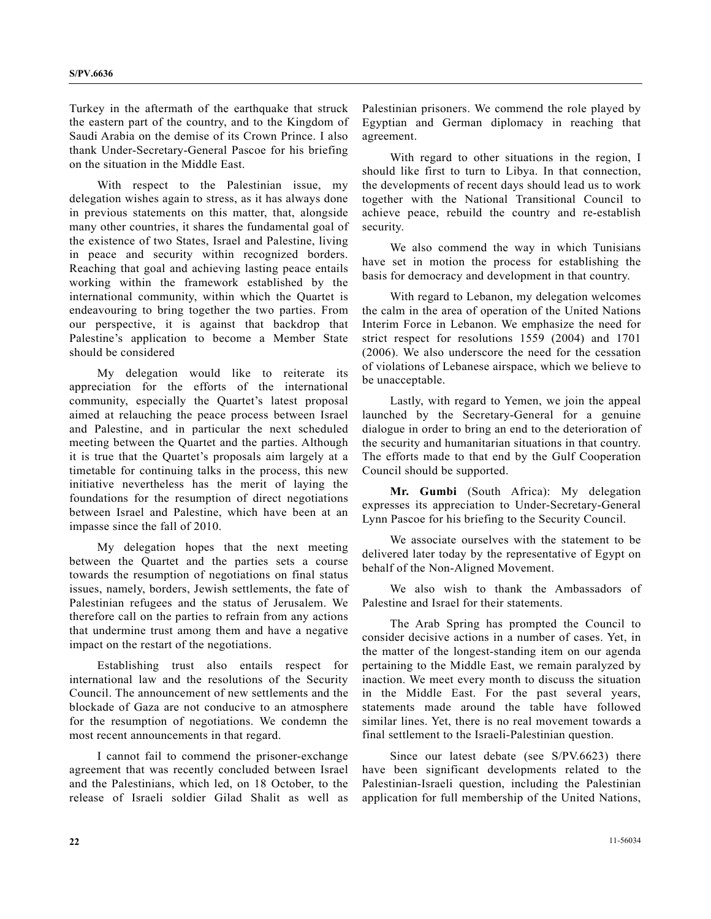Turkey in the aftermath of the earthquake that struck the eastern part of the country, and to the Kingdom of Saudi Arabia on the demise of its Crown Prince. I also thank Under-Secretary-General Pascoe for his briefing on the situation in the Middle East.

With respect to the Palestinian issue, my delegation wishes again to stress, as it has always done in previous statements on this matter, that, alongside many other countries, it shares the fundamental goal of the existence of two States, Israel and Palestine, living in peace and security within recognized borders. Reaching that goal and achieving lasting peace entails working within the framework established by the international community, within which the Quartet is endeavouring to bring together the two parties. From our perspective, it is against that backdrop that Palestine's application to become a Member State should be considered

My delegation would like to reiterate its appreciation for the efforts of the international community, especially the Quartet's latest proposal aimed at relauching the peace process between Israel and Palestine, and in particular the next scheduled meeting between the Quartet and the parties. Although it is true that the Quartet's proposals aim largely at a timetable for continuing talks in the process, this new initiative nevertheless has the merit of laying the foundations for the resumption of direct negotiations between Israel and Palestine, which have been at an impasse since the fall of 2010.

My delegation hopes that the next meeting between the Quartet and the parties sets a course towards the resumption of negotiations on final status issues, namely, borders, Jewish settlements, the fate of Palestinian refugees and the status of Jerusalem. We therefore call on the parties to refrain from any actions that undermine trust among them and have a negative impact on the restart of the negotiations.

Establishing trust also entails respect for international law and the resolutions of the Security Council. The announcement of new settlements and the blockade of Gaza are not conducive to an atmosphere for the resumption of negotiations. We condemn the most recent announcements in that regard.

I cannot fail to commend the prisoner-exchange agreement that was recently concluded between Israel and the Palestinians, which led, on 18 October, to the release of Israeli soldier Gilad Shalit as well as Palestinian prisoners. We commend the role played by Egyptian and German diplomacy in reaching that agreement.

With regard to other situations in the region, I should like first to turn to Libya. In that connection, the developments of recent days should lead us to work together with the National Transitional Council to achieve peace, rebuild the country and re-establish security.

We also commend the way in which Tunisians have set in motion the process for establishing the basis for democracy and development in that country.

With regard to Lebanon, my delegation welcomes the calm in the area of operation of the United Nations Interim Force in Lebanon. We emphasize the need for strict respect for resolutions 1559 (2004) and 1701 (2006). We also underscore the need for the cessation of violations of Lebanese airspace, which we believe to be unacceptable.

Lastly, with regard to Yemen, we join the appeal launched by the Secretary-General for a genuine dialogue in order to bring an end to the deterioration of the security and humanitarian situations in that country. The efforts made to that end by the Gulf Cooperation Council should be supported.

**Mr. Gumbi** (South Africa): My delegation expresses its appreciation to Under-Secretary-General Lynn Pascoe for his briefing to the Security Council.

We associate ourselves with the statement to be delivered later today by the representative of Egypt on behalf of the Non-Aligned Movement.

We also wish to thank the Ambassadors of Palestine and Israel for their statements.

The Arab Spring has prompted the Council to consider decisive actions in a number of cases. Yet, in the matter of the longest-standing item on our agenda pertaining to the Middle East, we remain paralyzed by inaction. We meet every month to discuss the situation in the Middle East. For the past several years, statements made around the table have followed similar lines. Yet, there is no real movement towards a final settlement to the Israeli-Palestinian question.

Since our latest debate (see S/PV.6623) there have been significant developments related to the Palestinian-Israeli question, including the Palestinian application for full membership of the United Nations,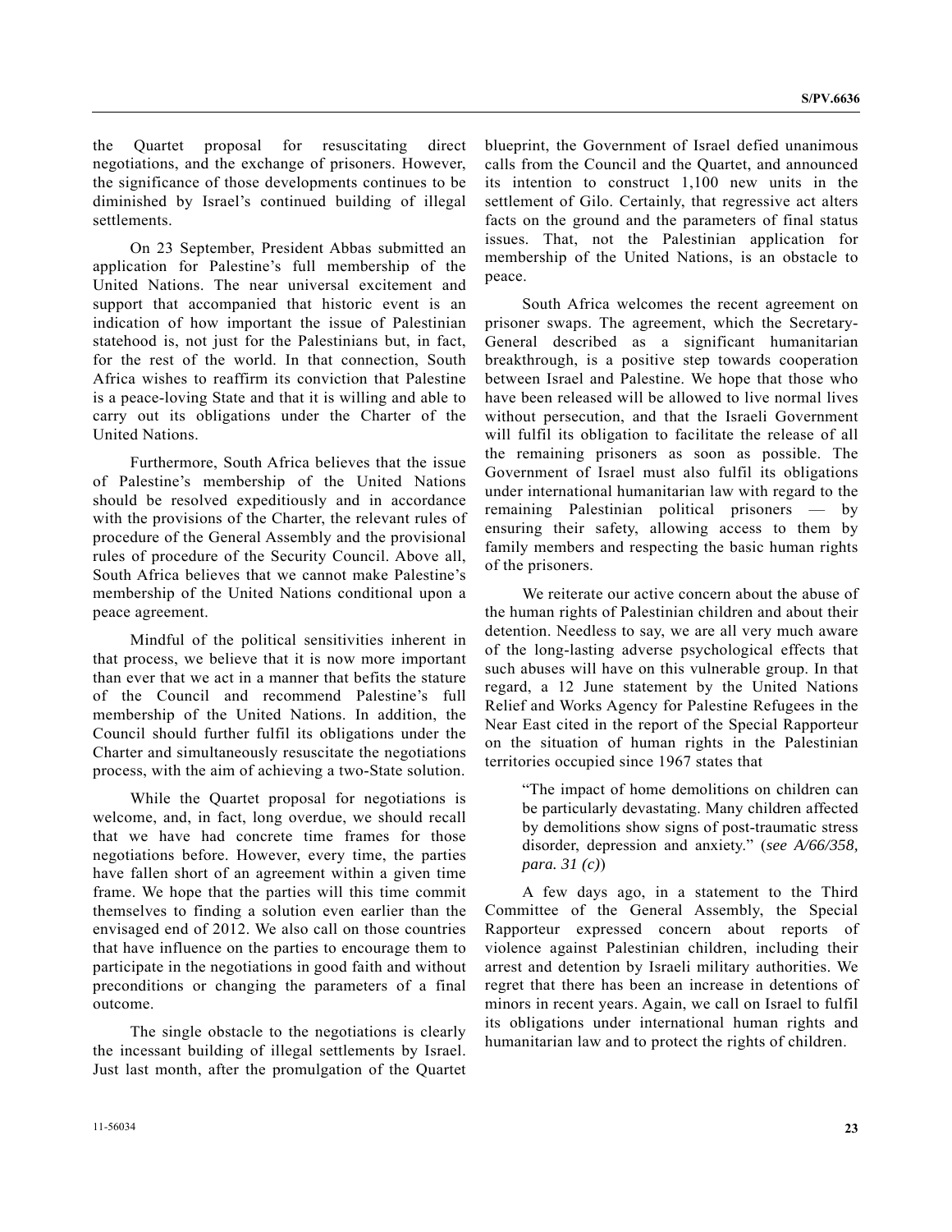the Quartet proposal for resuscitating direct negotiations, and the exchange of prisoners. However, the significance of those developments continues to be diminished by Israel's continued building of illegal settlements.

On 23 September, President Abbas submitted an application for Palestine's full membership of the United Nations. The near universal excitement and support that accompanied that historic event is an indication of how important the issue of Palestinian statehood is, not just for the Palestinians but, in fact, for the rest of the world. In that connection, South Africa wishes to reaffirm its conviction that Palestine is a peace-loving State and that it is willing and able to carry out its obligations under the Charter of the United Nations.

Furthermore, South Africa believes that the issue of Palestine's membership of the United Nations should be resolved expeditiously and in accordance with the provisions of the Charter, the relevant rules of procedure of the General Assembly and the provisional rules of procedure of the Security Council. Above all, South Africa believes that we cannot make Palestine's membership of the United Nations conditional upon a peace agreement.

Mindful of the political sensitivities inherent in that process, we believe that it is now more important than ever that we act in a manner that befits the stature of the Council and recommend Palestine's full membership of the United Nations. In addition, the Council should further fulfil its obligations under the Charter and simultaneously resuscitate the negotiations process, with the aim of achieving a two-State solution.

While the Quartet proposal for negotiations is welcome, and, in fact, long overdue, we should recall that we have had concrete time frames for those negotiations before. However, every time, the parties have fallen short of an agreement within a given time frame. We hope that the parties will this time commit themselves to finding a solution even earlier than the envisaged end of 2012. We also call on those countries that have influence on the parties to encourage them to participate in the negotiations in good faith and without preconditions or changing the parameters of a final outcome.

The single obstacle to the negotiations is clearly the incessant building of illegal settlements by Israel. Just last month, after the promulgation of the Quartet blueprint, the Government of Israel defied unanimous calls from the Council and the Quartet, and announced its intention to construct 1,100 new units in the settlement of Gilo. Certainly, that regressive act alters facts on the ground and the parameters of final status issues. That, not the Palestinian application for membership of the United Nations, is an obstacle to peace.

South Africa welcomes the recent agreement on prisoner swaps. The agreement, which the Secretary-General described as a significant humanitarian breakthrough, is a positive step towards cooperation between Israel and Palestine. We hope that those who have been released will be allowed to live normal lives without persecution, and that the Israeli Government will fulfil its obligation to facilitate the release of all the remaining prisoners as soon as possible. The Government of Israel must also fulfil its obligations under international humanitarian law with regard to the remaining Palestinian political prisoners — by ensuring their safety, allowing access to them by family members and respecting the basic human rights of the prisoners.

We reiterate our active concern about the abuse of the human rights of Palestinian children and about their detention. Needless to say, we are all very much aware of the long-lasting adverse psychological effects that such abuses will have on this vulnerable group. In that regard, a 12 June statement by the United Nations Relief and Works Agency for Palestine Refugees in the Near East cited in the report of the Special Rapporteur on the situation of human rights in the Palestinian territories occupied since 1967 states that

> "The impact of home demolitions on children can be particularly devastating. Many children affected by demolitions show signs of post-traumatic stress disorder, depression and anxiety." (*see A/66/358, para. 31 (c)*)

A few days ago, in a statement to the Third Committee of the General Assembly, the Special Rapporteur expressed concern about reports of violence against Palestinian children, including their arrest and detention by Israeli military authorities. We regret that there has been an increase in detentions of minors in recent years. Again, we call on Israel to fulfil its obligations under international human rights and humanitarian law and to protect the rights of children.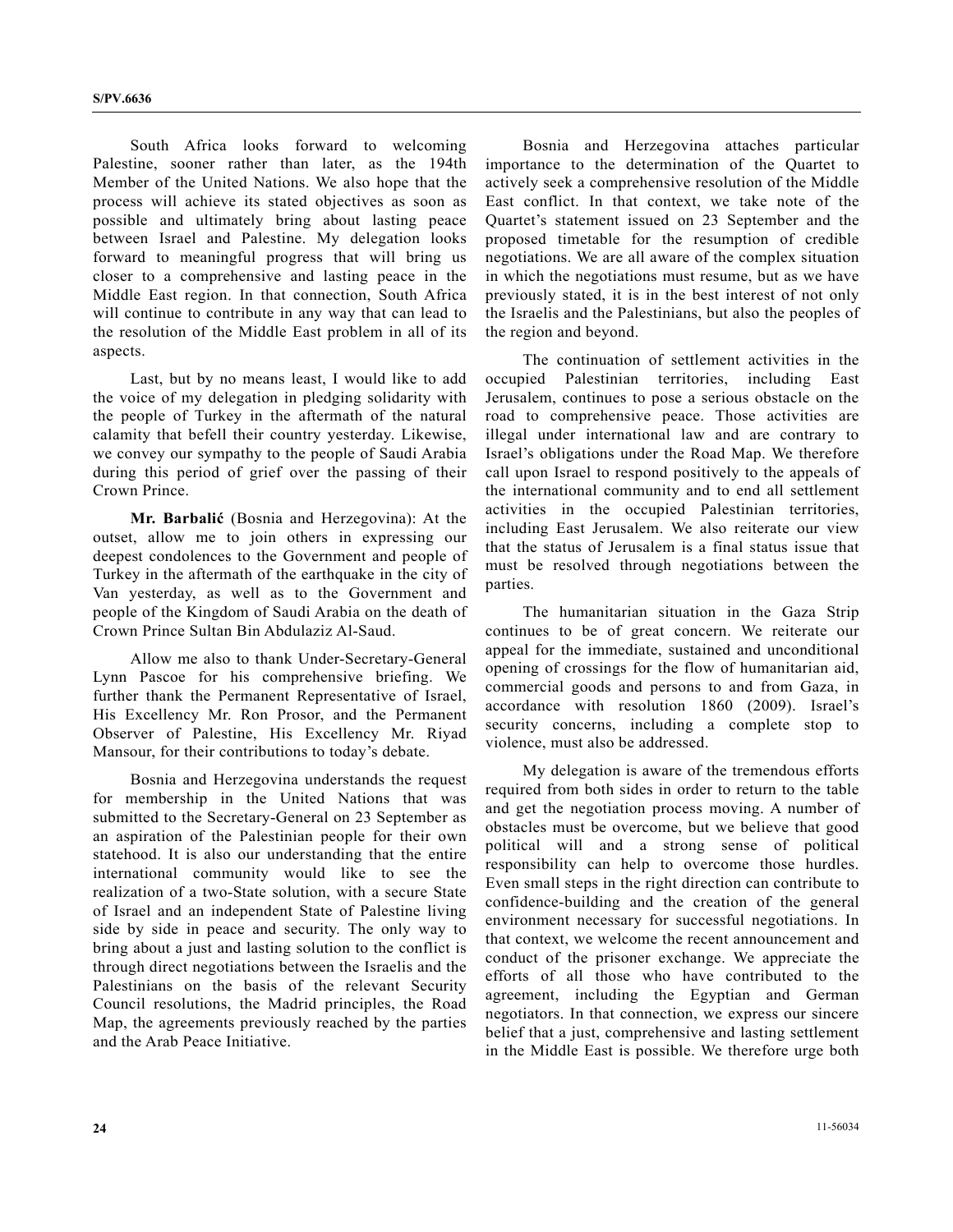South Africa looks forward to welcoming Palestine, sooner rather than later, as the 194th Member of the United Nations. We also hope that the process will achieve its stated objectives as soon as possible and ultimately bring about lasting peace between Israel and Palestine. My delegation looks forward to meaningful progress that will bring us closer to a comprehensive and lasting peace in the Middle East region. In that connection, South Africa will continue to contribute in any way that can lead to the resolution of the Middle East problem in all of its aspects.

Last, but by no means least, I would like to add the voice of my delegation in pledging solidarity with the people of Turkey in the aftermath of the natural calamity that befell their country yesterday. Likewise, we convey our sympathy to the people of Saudi Arabia during this period of grief over the passing of their Crown Prince.

**Mr. Barbalić** (Bosnia and Herzegovina): At the outset, allow me to join others in expressing our deepest condolences to the Government and people of Turkey in the aftermath of the earthquake in the city of Van yesterday, as well as to the Government and people of the Kingdom of Saudi Arabia on the death of Crown Prince Sultan Bin Abdulaziz Al-Saud.

Allow me also to thank Under-Secretary-General Lynn Pascoe for his comprehensive briefing. We further thank the Permanent Representative of Israel, His Excellency Mr. Ron Prosor, and the Permanent Observer of Palestine, His Excellency Mr. Riyad Mansour, for their contributions to today's debate.

Bosnia and Herzegovina understands the request for membership in the United Nations that was submitted to the Secretary-General on 23 September as an aspiration of the Palestinian people for their own statehood. It is also our understanding that the entire international community would like to see the realization of a two-State solution, with a secure State of Israel and an independent State of Palestine living side by side in peace and security. The only way to bring about a just and lasting solution to the conflict is through direct negotiations between the Israelis and the Palestinians on the basis of the relevant Security Council resolutions, the Madrid principles, the Road Map, the agreements previously reached by the parties and the Arab Peace Initiative.

Bosnia and Herzegovina attaches particular importance to the determination of the Quartet to actively seek a comprehensive resolution of the Middle East conflict. In that context, we take note of the Quartet's statement issued on 23 September and the proposed timetable for the resumption of credible negotiations. We are all aware of the complex situation in which the negotiations must resume, but as we have previously stated, it is in the best interest of not only the Israelis and the Palestinians, but also the peoples of the region and beyond.

The continuation of settlement activities in the occupied Palestinian territories, including East Jerusalem, continues to pose a serious obstacle on the road to comprehensive peace. Those activities are illegal under international law and are contrary to Israel's obligations under the Road Map. We therefore call upon Israel to respond positively to the appeals of the international community and to end all settlement activities in the occupied Palestinian territories, including East Jerusalem. We also reiterate our view that the status of Jerusalem is a final status issue that must be resolved through negotiations between the parties.

The humanitarian situation in the Gaza Strip continues to be of great concern. We reiterate our appeal for the immediate, sustained and unconditional opening of crossings for the flow of humanitarian aid, commercial goods and persons to and from Gaza, in accordance with resolution 1860 (2009). Israel's security concerns, including a complete stop to violence, must also be addressed.

My delegation is aware of the tremendous efforts required from both sides in order to return to the table and get the negotiation process moving. A number of obstacles must be overcome, but we believe that good political will and a strong sense of political responsibility can help to overcome those hurdles. Even small steps in the right direction can contribute to confidence-building and the creation of the general environment necessary for successful negotiations. In that context, we welcome the recent announcement and conduct of the prisoner exchange. We appreciate the efforts of all those who have contributed to the agreement, including the Egyptian and German negotiators. In that connection, we express our sincere belief that a just, comprehensive and lasting settlement in the Middle East is possible. We therefore urge both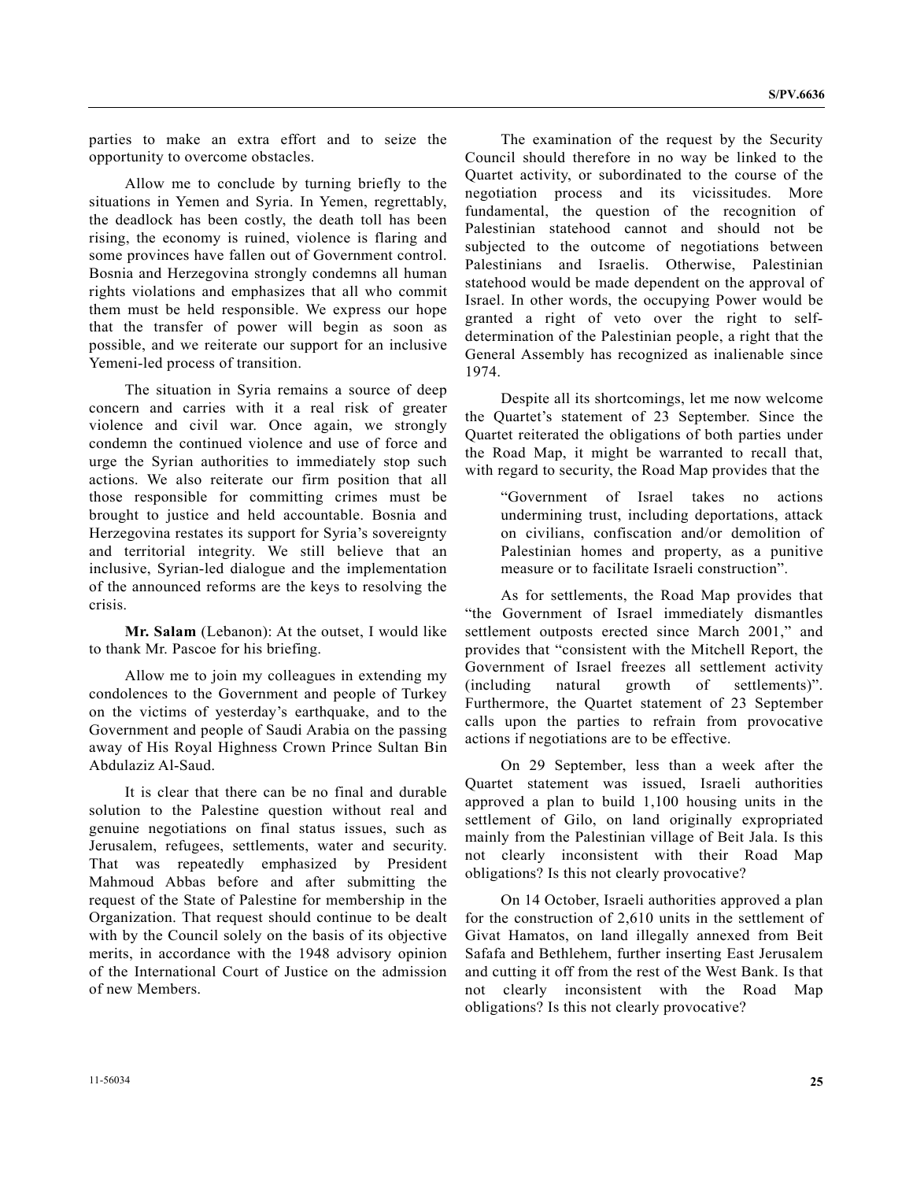parties to make an extra effort and to seize the opportunity to overcome obstacles.

Allow me to conclude by turning briefly to the situations in Yemen and Syria. In Yemen, regrettably, the deadlock has been costly, the death toll has been rising, the economy is ruined, violence is flaring and some provinces have fallen out of Government control. Bosnia and Herzegovina strongly condemns all human rights violations and emphasizes that all who commit them must be held responsible. We express our hope that the transfer of power will begin as soon as possible, and we reiterate our support for an inclusive Yemeni-led process of transition.

The situation in Syria remains a source of deep concern and carries with it a real risk of greater violence and civil war. Once again, we strongly condemn the continued violence and use of force and urge the Syrian authorities to immediately stop such actions. We also reiterate our firm position that all those responsible for committing crimes must be brought to justice and held accountable. Bosnia and Herzegovina restates its support for Syria's sovereignty and territorial integrity. We still believe that an inclusive, Syrian-led dialogue and the implementation of the announced reforms are the keys to resolving the crisis.

**Mr. Salam** (Lebanon): At the outset, I would like to thank Mr. Pascoe for his briefing.

Allow me to join my colleagues in extending my condolences to the Government and people of Turkey on the victims of yesterday's earthquake, and to the Government and people of Saudi Arabia on the passing away of His Royal Highness Crown Prince Sultan Bin Abdulaziz Al-Saud.

It is clear that there can be no final and durable solution to the Palestine question without real and genuine negotiations on final status issues, such as Jerusalem, refugees, settlements, water and security. That was repeatedly emphasized by President Mahmoud Abbas before and after submitting the request of the State of Palestine for membership in the Organization. That request should continue to be dealt with by the Council solely on the basis of its objective merits, in accordance with the 1948 advisory opinion of the International Court of Justice on the admission of new Members.

The examination of the request by the Security Council should therefore in no way be linked to the Quartet activity, or subordinated to the course of the negotiation process and its vicissitudes. More fundamental, the question of the recognition of Palestinian statehood cannot and should not be subjected to the outcome of negotiations between Palestinians and Israelis. Otherwise, Palestinian statehood would be made dependent on the approval of Israel. In other words, the occupying Power would be granted a right of veto over the right to self-determination of the Palestinian people, a right that the General Assembly has recognized as inalienable since 1974.

Despite all its shortcomings, let me now welcome the Quartet's statement of 23 September. Since the Quartet reiterated the obligations of both parties under the Road Map, it might be warranted to recall that, with regard to security, the Road Map provides that the

> "Government of Israel takes no actions undermining trust, including deportations, attack on civilians, confiscation and/or demolition of Palestinian homes and property, as a punitive measure or to facilitate Israeli construction".

As for settlements, the Road Map provides that "the Government of Israel immediately dismantles settlement outposts erected since March 2001," and provides that "consistent with the Mitchell Report, the Government of Israel freezes all settlement activity (including natural growth of settlements)". Furthermore, the Quartet statement of 23 September calls upon the parties to refrain from provocative actions if negotiations are to be effective.

On 29 September, less than a week after the Quartet statement was issued, Israeli authorities approved a plan to build 1,100 housing units in the settlement of Gilo, on land originally expropriated mainly from the Palestinian village of Beit Jala. Is this not clearly inconsistent with their Road Map obligations? Is this not clearly provocative?

On 14 October, Israeli authorities approved a plan for the construction of 2,610 units in the settlement of Givat Hamatos, on land illegally annexed from Beit Safafa and Bethlehem, further inserting East Jerusalem and cutting it off from the rest of the West Bank. Is that not clearly inconsistent with the Road Map obligations? Is this not clearly provocative?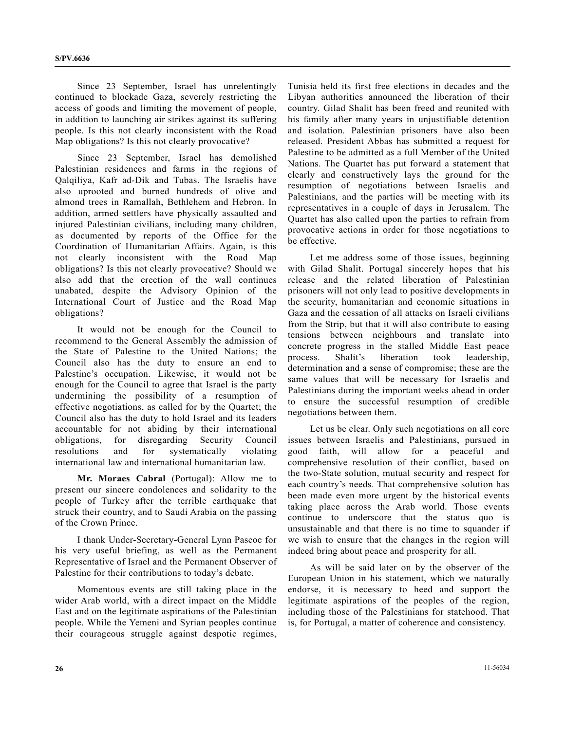Since 23 September, Israel has unrelentingly continued to blockade Gaza, severely restricting the access of goods and limiting the movement of people, in addition to launching air strikes against its suffering people. Is this not clearly inconsistent with the Road Map obligations? Is this not clearly provocative?

Since 23 September, Israel has demolished Palestinian residences and farms in the regions of Qalqiliya, Kafr ad-Dik and Tubas. The Israelis have also uprooted and burned hundreds of olive and almond trees in Ramallah, Bethlehem and Hebron. In addition, armed settlers have physically assaulted and injured Palestinian civilians, including many children, as documented by reports of the Office for the Coordination of Humanitarian Affairs. Again, is this not clearly inconsistent with the Road Map obligations? Is this not clearly provocative? Should we also add that the erection of the wall continues unabated, despite the Advisory Opinion of the International Court of Justice and the Road Map obligations?

It would not be enough for the Council to recommend to the General Assembly the admission of the State of Palestine to the United Nations; the Council also has the duty to ensure an end to Palestine's occupation. Likewise, it would not be enough for the Council to agree that Israel is the party undermining the possibility of a resumption of effective negotiations, as called for by the Quartet; the Council also has the duty to hold Israel and its leaders accountable for not abiding by their international obligations, for disregarding Security Council resolutions and for systematically violating international law and international humanitarian law.

**Mr. Moraes Cabral** (Portugal): Allow me to present our sincere condolences and solidarity to the people of Turkey after the terrible earthquake that struck their country, and to Saudi Arabia on the passing of the Crown Prince.

I thank Under-Secretary-General Lynn Pascoe for his very useful briefing, as well as the Permanent Representative of Israel and the Permanent Observer of Palestine for their contributions to today's debate.

Momentous events are still taking place in the wider Arab world, with a direct impact on the Middle East and on the legitimate aspirations of the Palestinian people. While the Yemeni and Syrian peoples continue their courageous struggle against despotic regimes, Tunisia held its first free elections in decades and the Libyan authorities announced the liberation of their country. Gilad Shalit has been freed and reunited with his family after many years in unjustifiable detention and isolation. Palestinian prisoners have also been released. President Abbas has submitted a request for Palestine to be admitted as a full Member of the United Nations. The Quartet has put forward a statement that clearly and constructively lays the ground for the resumption of negotiations between Israelis and Palestinians, and the parties will be meeting with its representatives in a couple of days in Jerusalem. The Quartet has also called upon the parties to refrain from provocative actions in order for those negotiations to be effective.

Let me address some of those issues, beginning with Gilad Shalit. Portugal sincerely hopes that his release and the related liberation of Palestinian prisoners will not only lead to positive developments in the security, humanitarian and economic situations in Gaza and the cessation of all attacks on Israeli civilians from the Strip, but that it will also contribute to easing tensions between neighbours and translate into concrete progress in the stalled Middle East peace process. Shalit's liberation took leadership, determination and a sense of compromise; these are the same values that will be necessary for Israelis and Palestinians during the important weeks ahead in order to ensure the successful resumption of credible negotiations between them.

Let us be clear. Only such negotiations on all core issues between Israelis and Palestinians, pursued in good faith, will allow for a peaceful and comprehensive resolution of their conflict, based on the two-State solution, mutual security and respect for each country's needs. That comprehensive solution has been made even more urgent by the historical events taking place across the Arab world. Those events continue to underscore that the status quo is unsustainable and that there is no time to squander if we wish to ensure that the changes in the region will indeed bring about peace and prosperity for all.

As will be said later on by the observer of the European Union in his statement, which we naturally endorse, it is necessary to heed and support the legitimate aspirations of the peoples of the region, including those of the Palestinians for statehood. That is, for Portugal, a matter of coherence and consistency.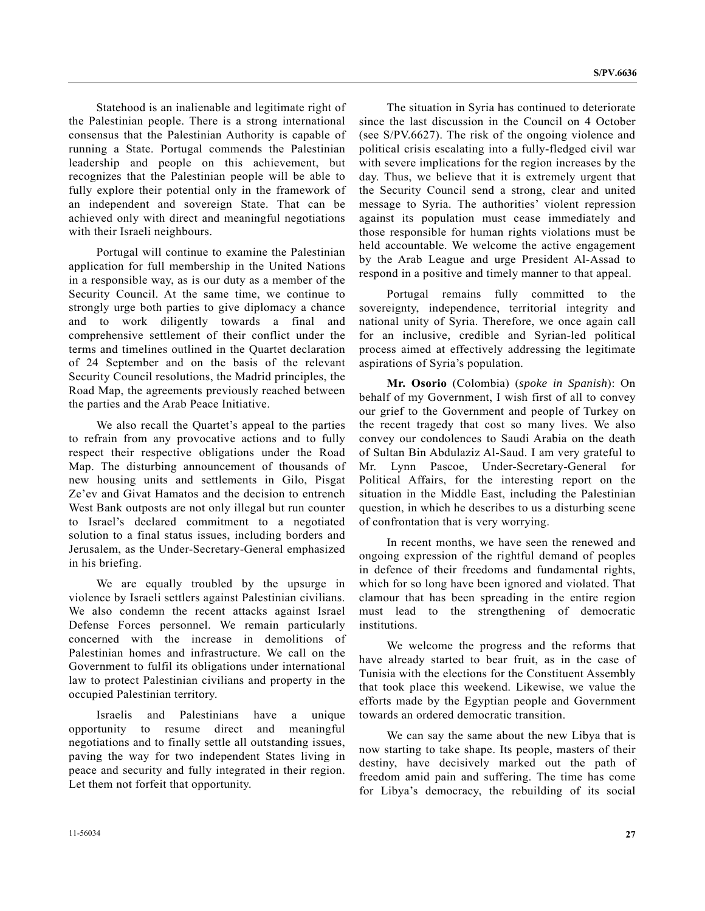Statehood is an inalienable and legitimate right of the Palestinian people. There is a strong international consensus that the Palestinian Authority is capable of running a State. Portugal commends the Palestinian leadership and people on this achievement, but recognizes that the Palestinian people will be able to fully explore their potential only in the framework of an independent and sovereign State. That can be achieved only with direct and meaningful negotiations with their Israeli neighbours.

Portugal will continue to examine the Palestinian application for full membership in the United Nations in a responsible way, as is our duty as a member of the Security Council. At the same time, we continue to strongly urge both parties to give diplomacy a chance and to work diligently towards a final and comprehensive settlement of their conflict under the terms and timelines outlined in the Quartet declaration of 24 September and on the basis of the relevant Security Council resolutions, the Madrid principles, the Road Map, the agreements previously reached between the parties and the Arab Peace Initiative.

We also recall the Quartet's appeal to the parties to refrain from any provocative actions and to fully respect their respective obligations under the Road Map. The disturbing announcement of thousands of new housing units and settlements in Gilo, Pisgat Ze'ev and Givat Hamatos and the decision to entrench West Bank outposts are not only illegal but run counter to Israel's declared commitment to a negotiated solution to a final status issues, including borders and Jerusalem, as the Under-Secretary-General emphasized in his briefing.

We are equally troubled by the upsurge in violence by Israeli settlers against Palestinian civilians. We also condemn the recent attacks against Israel Defense Forces personnel. We remain particularly concerned with the increase in demolitions of Palestinian homes and infrastructure. We call on the Government to fulfil its obligations under international law to protect Palestinian civilians and property in the occupied Palestinian territory.

Israelis and Palestinians have a unique opportunity to resume direct and meaningful negotiations and to finally settle all outstanding issues, paving the way for two independent States living in peace and security and fully integrated in their region. Let them not forfeit that opportunity.

The situation in Syria has continued to deteriorate since the last discussion in the Council on 4 October (see S/PV.6627). The risk of the ongoing violence and political crisis escalating into a fully-fledged civil war with severe implications for the region increases by the day. Thus, we believe that it is extremely urgent that the Security Council send a strong, clear and united message to Syria. The authorities' violent repression against its population must cease immediately and those responsible for human rights violations must be held accountable. We welcome the active engagement by the Arab League and urge President Al-Assad to respond in a positive and timely manner to that appeal.

Portugal remains fully committed to the sovereignty, independence, territorial integrity and national unity of Syria. Therefore, we once again call for an inclusive, credible and Syrian-led political process aimed at effectively addressing the legitimate aspirations of Syria's population.

**Mr. Osorio** (Colombia) (*spoke in Spanish*): On behalf of my Government, I wish first of all to convey our grief to the Government and people of Turkey on the recent tragedy that cost so many lives. We also convey our condolences to Saudi Arabia on the death of Sultan Bin Abdulaziz Al-Saud. I am very grateful to Mr. Lynn Pascoe, Under-Secretary-General for Political Affairs, for the interesting report on the situation in the Middle East, including the Palestinian question, in which he describes to us a disturbing scene of confrontation that is very worrying.

In recent months, we have seen the renewed and ongoing expression of the rightful demand of peoples in defence of their freedoms and fundamental rights, which for so long have been ignored and violated. That clamour that has been spreading in the entire region must lead to the strengthening of democratic institutions.

We welcome the progress and the reforms that have already started to bear fruit, as in the case of Tunisia with the elections for the Constituent Assembly that took place this weekend. Likewise, we value the efforts made by the Egyptian people and Government towards an ordered democratic transition.

We can say the same about the new Libya that is now starting to take shape. Its people, masters of their destiny, have decisively marked out the path of freedom amid pain and suffering. The time has come for Libya's democracy, the rebuilding of its social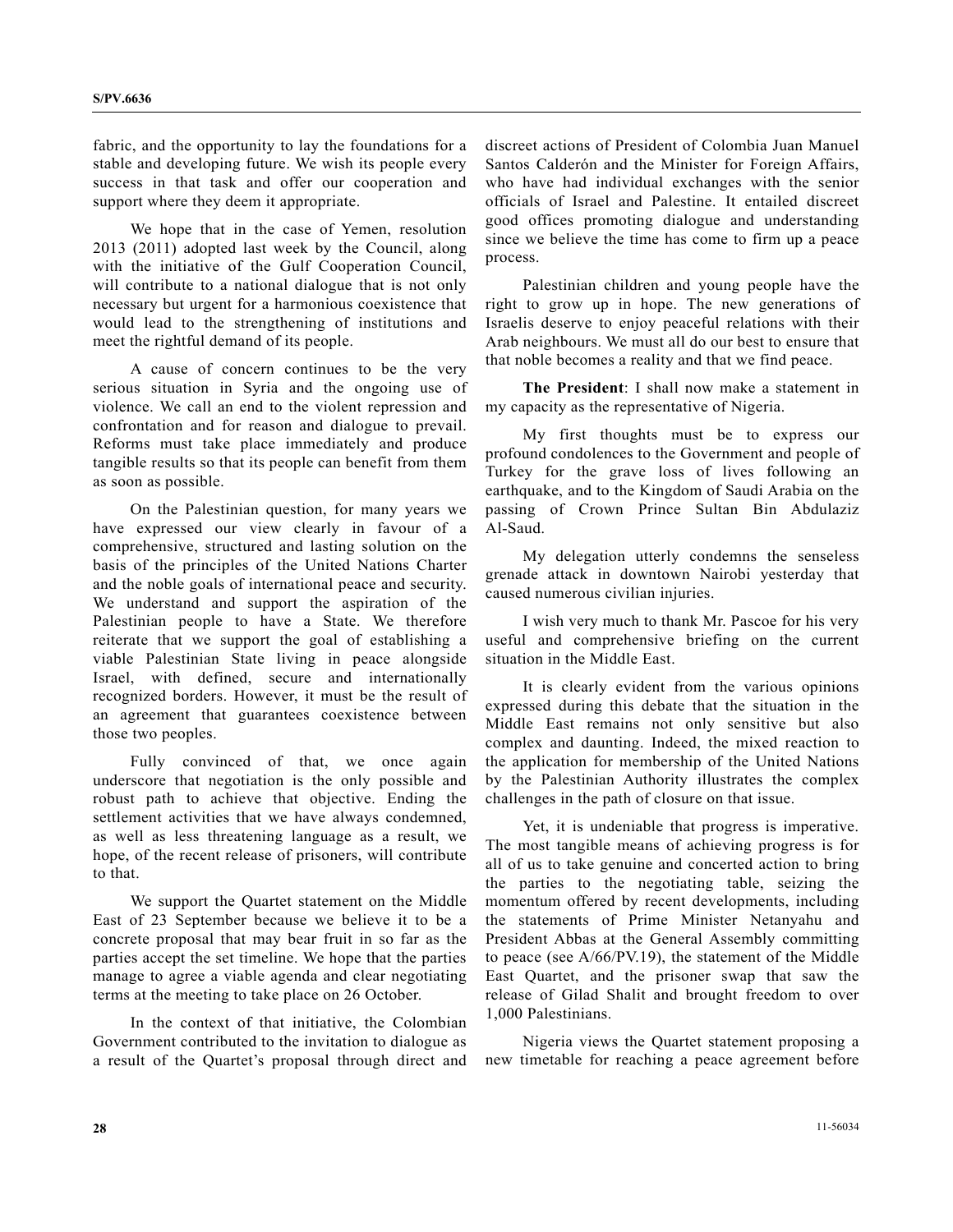fabric, and the opportunity to lay the foundations for a stable and developing future. We wish its people every success in that task and offer our cooperation and support where they deem it appropriate.

We hope that in the case of Yemen, resolution 2013 (2011) adopted last week by the Council, along with the initiative of the Gulf Cooperation Council, will contribute to a national dialogue that is not only necessary but urgent for a harmonious coexistence that would lead to the strengthening of institutions and meet the rightful demand of its people.

A cause of concern continues to be the very serious situation in Syria and the ongoing use of violence. We call an end to the violent repression and confrontation and for reason and dialogue to prevail. Reforms must take place immediately and produce tangible results so that its people can benefit from them as soon as possible.

On the Palestinian question, for many years we have expressed our view clearly in favour of a comprehensive, structured and lasting solution on the basis of the principles of the United Nations Charter and the noble goals of international peace and security. We understand and support the aspiration of the Palestinian people to have a State. We therefore reiterate that we support the goal of establishing a viable Palestinian State living in peace alongside Israel, with defined, secure and internationally recognized borders. However, it must be the result of an agreement that guarantees coexistence between those two peoples.

Fully convinced of that, we once again underscore that negotiation is the only possible and robust path to achieve that objective. Ending the settlement activities that we have always condemned, as well as less threatening language as a result, we hope, of the recent release of prisoners, will contribute to that.

We support the Quartet statement on the Middle East of 23 September because we believe it to be a concrete proposal that may bear fruit in so far as the parties accept the set timeline. We hope that the parties manage to agree a viable agenda and clear negotiating terms at the meeting to take place on 26 October.

In the context of that initiative, the Colombian Government contributed to the invitation to dialogue as a result of the Quartet's proposal through direct and discreet actions of President of Colombia Juan Manuel Santos Calderón and the Minister for Foreign Affairs, who have had individual exchanges with the senior officials of Israel and Palestine. It entailed discreet good offices promoting dialogue and understanding since we believe the time has come to firm up a peace process.

Palestinian children and young people have the right to grow up in hope. The new generations of Israelis deserve to enjoy peaceful relations with their Arab neighbours. We must all do our best to ensure that that noble becomes a reality and that we find peace.

**The President**: I shall now make a statement in my capacity as the representative of Nigeria.

My first thoughts must be to express our profound condolences to the Government and people of Turkey for the grave loss of lives following an earthquake, and to the Kingdom of Saudi Arabia on the passing of Crown Prince Sultan Bin Abdulaziz Al-Saud.

My delegation utterly condemns the senseless grenade attack in downtown Nairobi yesterday that caused numerous civilian injuries.

I wish very much to thank Mr. Pascoe for his very useful and comprehensive briefing on the current situation in the Middle East.

It is clearly evident from the various opinions expressed during this debate that the situation in the Middle East remains not only sensitive but also complex and daunting. Indeed, the mixed reaction to the application for membership of the United Nations by the Palestinian Authority illustrates the complex challenges in the path of closure on that issue.

Yet, it is undeniable that progress is imperative. The most tangible means of achieving progress is for all of us to take genuine and concerted action to bring the parties to the negotiating table, seizing the momentum offered by recent developments, including the statements of Prime Minister Netanyahu and President Abbas at the General Assembly committing to peace (see A/66/PV.19), the statement of the Middle East Quartet, and the prisoner swap that saw the release of Gilad Shalit and brought freedom to over 1,000 Palestinians.

Nigeria views the Quartet statement proposing a new timetable for reaching a peace agreement before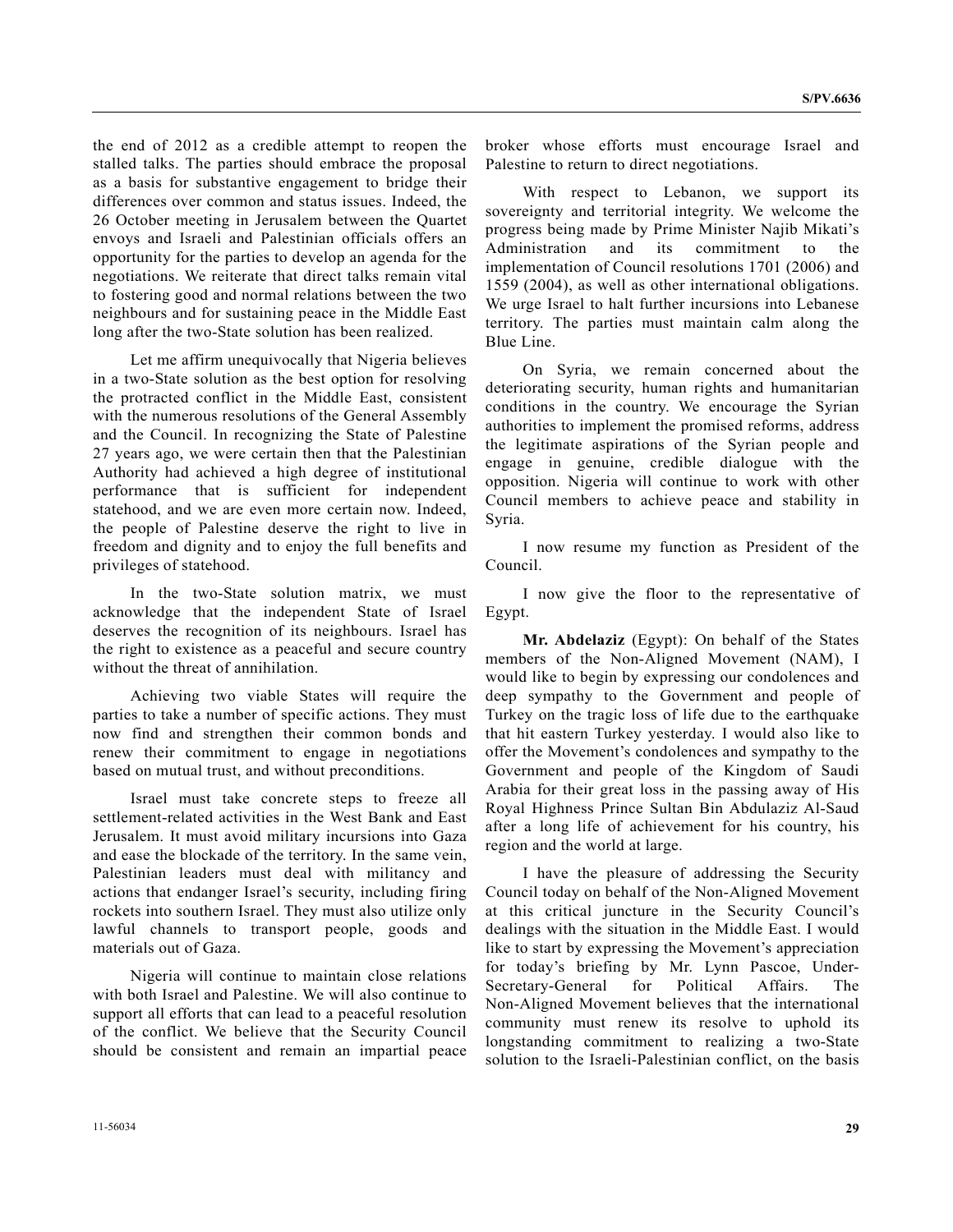the end of 2012 as a credible attempt to reopen the stalled talks. The parties should embrace the proposal as a basis for substantive engagement to bridge their differences over common and status issues. Indeed, the 26 October meeting in Jerusalem between the Quartet envoys and Israeli and Palestinian officials offers an opportunity for the parties to develop an agenda for the negotiations. We reiterate that direct talks remain vital to fostering good and normal relations between the two neighbours and for sustaining peace in the Middle East long after the two-State solution has been realized.

Let me affirm unequivocally that Nigeria believes in a two-State solution as the best option for resolving the protracted conflict in the Middle East, consistent with the numerous resolutions of the General Assembly and the Council. In recognizing the State of Palestine 27 years ago, we were certain then that the Palestinian Authority had achieved a high degree of institutional performance that is sufficient for independent statehood, and we are even more certain now. Indeed, the people of Palestine deserve the right to live in freedom and dignity and to enjoy the full benefits and privileges of statehood.

In the two-State solution matrix, we must acknowledge that the independent State of Israel deserves the recognition of its neighbours. Israel has the right to existence as a peaceful and secure country without the threat of annihilation.

Achieving two viable States will require the parties to take a number of specific actions. They must now find and strengthen their common bonds and renew their commitment to engage in negotiations based on mutual trust, and without preconditions.

Israel must take concrete steps to freeze all settlement-related activities in the West Bank and East Jerusalem. It must avoid military incursions into Gaza and ease the blockade of the territory. In the same vein, Palestinian leaders must deal with militancy and actions that endanger Israel's security, including firing rockets into southern Israel. They must also utilize only lawful channels to transport people, goods and materials out of Gaza.

Nigeria will continue to maintain close relations with both Israel and Palestine. We will also continue to support all efforts that can lead to a peaceful resolution of the conflict. We believe that the Security Council should be consistent and remain an impartial peace broker whose efforts must encourage Israel and Palestine to return to direct negotiations.

With respect to Lebanon, we support its sovereignty and territorial integrity. We welcome the progress being made by Prime Minister Najib Mikati's Administration and its commitment to the implementation of Council resolutions 1701 (2006) and 1559 (2004), as well as other international obligations. We urge Israel to halt further incursions into Lebanese territory. The parties must maintain calm along the Blue Line.

On Syria, we remain concerned about the deteriorating security, human rights and humanitarian conditions in the country. We encourage the Syrian authorities to implement the promised reforms, address the legitimate aspirations of the Syrian people and engage in genuine, credible dialogue with the opposition. Nigeria will continue to work with other Council members to achieve peace and stability in Syria.

I now resume my function as President of the Council.

I now give the floor to the representative of Egypt.

**Mr. Abdelaziz** (Egypt): On behalf of the States members of the Non-Aligned Movement (NAM), I would like to begin by expressing our condolences and deep sympathy to the Government and people of Turkey on the tragic loss of life due to the earthquake that hit eastern Turkey yesterday. I would also like to offer the Movement's condolences and sympathy to the Government and people of the Kingdom of Saudi Arabia for their great loss in the passing away of His Royal Highness Prince Sultan Bin Abdulaziz Al-Saud after a long life of achievement for his country, his region and the world at large.

I have the pleasure of addressing the Security Council today on behalf of the Non-Aligned Movement at this critical juncture in the Security Council's dealings with the situation in the Middle East. I would like to start by expressing the Movement's appreciation for today's briefing by Mr. Lynn Pascoe, Under-Secretary-General for Political Affairs. The Non-Aligned Movement believes that the international community must renew its resolve to uphold its longstanding commitment to realizing a two-State solution to the Israeli-Palestinian conflict, on the basis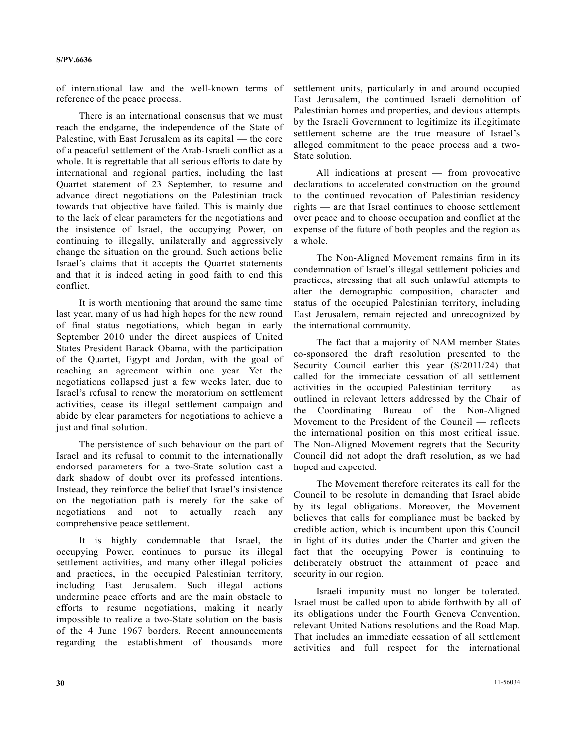of international law and the well-known terms of reference of the peace process.

There is an international consensus that we must reach the endgame, the independence of the State of Palestine, with East Jerusalem as its capital — the core of a peaceful settlement of the Arab-Israeli conflict as a whole. It is regrettable that all serious efforts to date by international and regional parties, including the last Quartet statement of 23 September, to resume and advance direct negotiations on the Palestinian track towards that objective have failed. This is mainly due to the lack of clear parameters for the negotiations and the insistence of Israel, the occupying Power, on continuing to illegally, unilaterally and aggressively change the situation on the ground. Such actions belie Israel's claims that it accepts the Quartet statements and that it is indeed acting in good faith to end this conflict.

It is worth mentioning that around the same time last year, many of us had high hopes for the new round of final status negotiations, which began in early September 2010 under the direct auspices of United States President Barack Obama, with the participation of the Quartet, Egypt and Jordan, with the goal of reaching an agreement within one year. Yet the negotiations collapsed just a few weeks later, due to Israel's refusal to renew the moratorium on settlement activities, cease its illegal settlement campaign and abide by clear parameters for negotiations to achieve a just and final solution.

The persistence of such behaviour on the part of Israel and its refusal to commit to the internationally endorsed parameters for a two-State solution cast a dark shadow of doubt over its professed intentions. Instead, they reinforce the belief that Israel's insistence on the negotiation path is merely for the sake of negotiations and not to actually reach any comprehensive peace settlement.

It is highly condemnable that Israel, the occupying Power, continues to pursue its illegal settlement activities, and many other illegal policies and practices, in the occupied Palestinian territory, including East Jerusalem. Such illegal actions undermine peace efforts and are the main obstacle to efforts to resume negotiations, making it nearly impossible to realize a two-State solution on the basis of the 4 June 1967 borders. Recent announcements regarding the establishment of thousands more settlement units, particularly in and around occupied East Jerusalem, the continued Israeli demolition of Palestinian homes and properties, and devious attempts by the Israeli Government to legitimize its illegitimate settlement scheme are the true measure of Israel's alleged commitment to the peace process and a two-State solution.

All indications at present — from provocative declarations to accelerated construction on the ground to the continued revocation of Palestinian residency rights — are that Israel continues to choose settlement over peace and to choose occupation and conflict at the expense of the future of both peoples and the region as a whole.

The Non-Aligned Movement remains firm in its condemnation of Israel's illegal settlement policies and practices, stressing that all such unlawful attempts to alter the demographic composition, character and status of the occupied Palestinian territory, including East Jerusalem, remain rejected and unrecognized by the international community.

The fact that a majority of NAM member States co-sponsored the draft resolution presented to the Security Council earlier this year (S/2011/24) that called for the immediate cessation of all settlement activities in the occupied Palestinian territory — as outlined in relevant letters addressed by the Chair of the Coordinating Bureau of the Non-Aligned Movement to the President of the Council — reflects the international position on this most critical issue. The Non-Aligned Movement regrets that the Security Council did not adopt the draft resolution, as we had hoped and expected.

The Movement therefore reiterates its call for the Council to be resolute in demanding that Israel abide by its legal obligations. Moreover, the Movement believes that calls for compliance must be backed by credible action, which is incumbent upon this Council in light of its duties under the Charter and given the fact that the occupying Power is continuing to deliberately obstruct the attainment of peace and security in our region.

Israeli impunity must no longer be tolerated. Israel must be called upon to abide forthwith by all of its obligations under the Fourth Geneva Convention, relevant United Nations resolutions and the Road Map. That includes an immediate cessation of all settlement activities and full respect for the international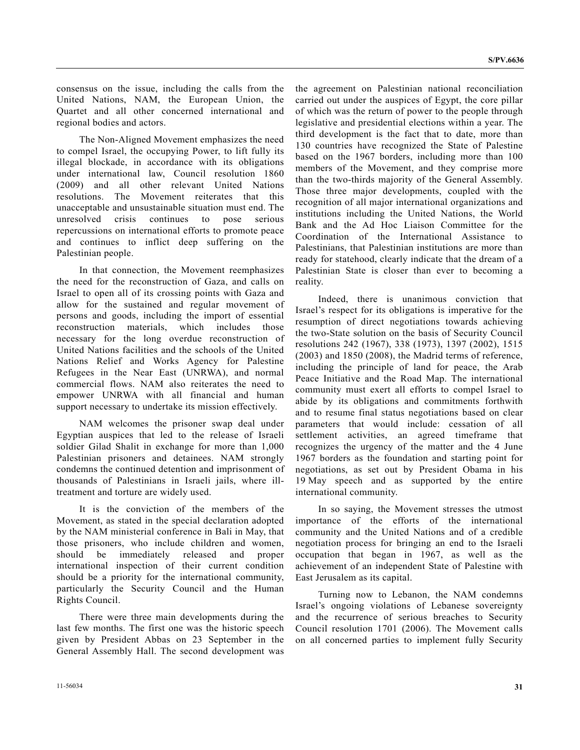consensus on the issue, including the calls from the United Nations, NAM, the European Union, the Quartet and all other concerned international and regional bodies and actors.

The Non-Aligned Movement emphasizes the need to compel Israel, the occupying Power, to lift fully its illegal blockade, in accordance with its obligations under international law, Council resolution 1860 (2009) and all other relevant United Nations resolutions. The Movement reiterates that this unacceptable and unsustainable situation must end. The unresolved crisis continues to pose serious repercussions on international efforts to promote peace and continues to inflict deep suffering on the Palestinian people.

In that connection, the Movement reemphasizes the need for the reconstruction of Gaza, and calls on Israel to open all of its crossing points with Gaza and allow for the sustained and regular movement of persons and goods, including the import of essential reconstruction materials, which includes those necessary for the long overdue reconstruction of United Nations facilities and the schools of the United Nations Relief and Works Agency for Palestine Refugees in the Near East (UNRWA), and normal commercial flows. NAM also reiterates the need to empower UNRWA with all financial and human support necessary to undertake its mission effectively.

NAM welcomes the prisoner swap deal under Egyptian auspices that led to the release of Israeli soldier Gilad Shalit in exchange for more than 1,000 Palestinian prisoners and detainees. NAM strongly condemns the continued detention and imprisonment of thousands of Palestinians in Israeli jails, where ill-treatment and torture are widely used.

It is the conviction of the members of the Movement, as stated in the special declaration adopted by the NAM ministerial conference in Bali in May, that those prisoners, who include children and women, should be immediately released and proper international inspection of their current condition should be a priority for the international community, particularly the Security Council and the Human Rights Council.

There were three main developments during the last few months. The first one was the historic speech given by President Abbas on 23 September in the General Assembly Hall. The second development was the agreement on Palestinian national reconciliation carried out under the auspices of Egypt, the core pillar of which was the return of power to the people through legislative and presidential elections within a year. The third development is the fact that to date, more than 130 countries have recognized the State of Palestine based on the 1967 borders, including more than 100 members of the Movement, and they comprise more than the two-thirds majority of the General Assembly. Those three major developments, coupled with the recognition of all major international organizations and institutions including the United Nations, the World Bank and the Ad Hoc Liaison Committee for the Coordination of the International Assistance to Palestinians, that Palestinian institutions are more than ready for statehood, clearly indicate that the dream of a Palestinian State is closer than ever to becoming a reality.

Indeed, there is unanimous conviction that Israel's respect for its obligations is imperative for the resumption of direct negotiations towards achieving the two-State solution on the basis of Security Council resolutions 242 (1967), 338 (1973), 1397 (2002), 1515 (2003) and 1850 (2008), the Madrid terms of reference, including the principle of land for peace, the Arab Peace Initiative and the Road Map. The international community must exert all efforts to compel Israel to abide by its obligations and commitments forthwith and to resume final status negotiations based on clear parameters that would include: cessation of all settlement activities, an agreed timeframe that recognizes the urgency of the matter and the 4 June 1967 borders as the foundation and starting point for negotiations, as set out by President Obama in his 19 May speech and as supported by the entire international community.

In so saying, the Movement stresses the utmost importance of the efforts of the international community and the United Nations and of a credible negotiation process for bringing an end to the Israeli occupation that began in 1967, as well as the achievement of an independent State of Palestine with East Jerusalem as its capital.

Turning now to Lebanon, the NAM condemns Israel's ongoing violations of Lebanese sovereignty and the recurrence of serious breaches to Security Council resolution 1701 (2006). The Movement calls on all concerned parties to implement fully Security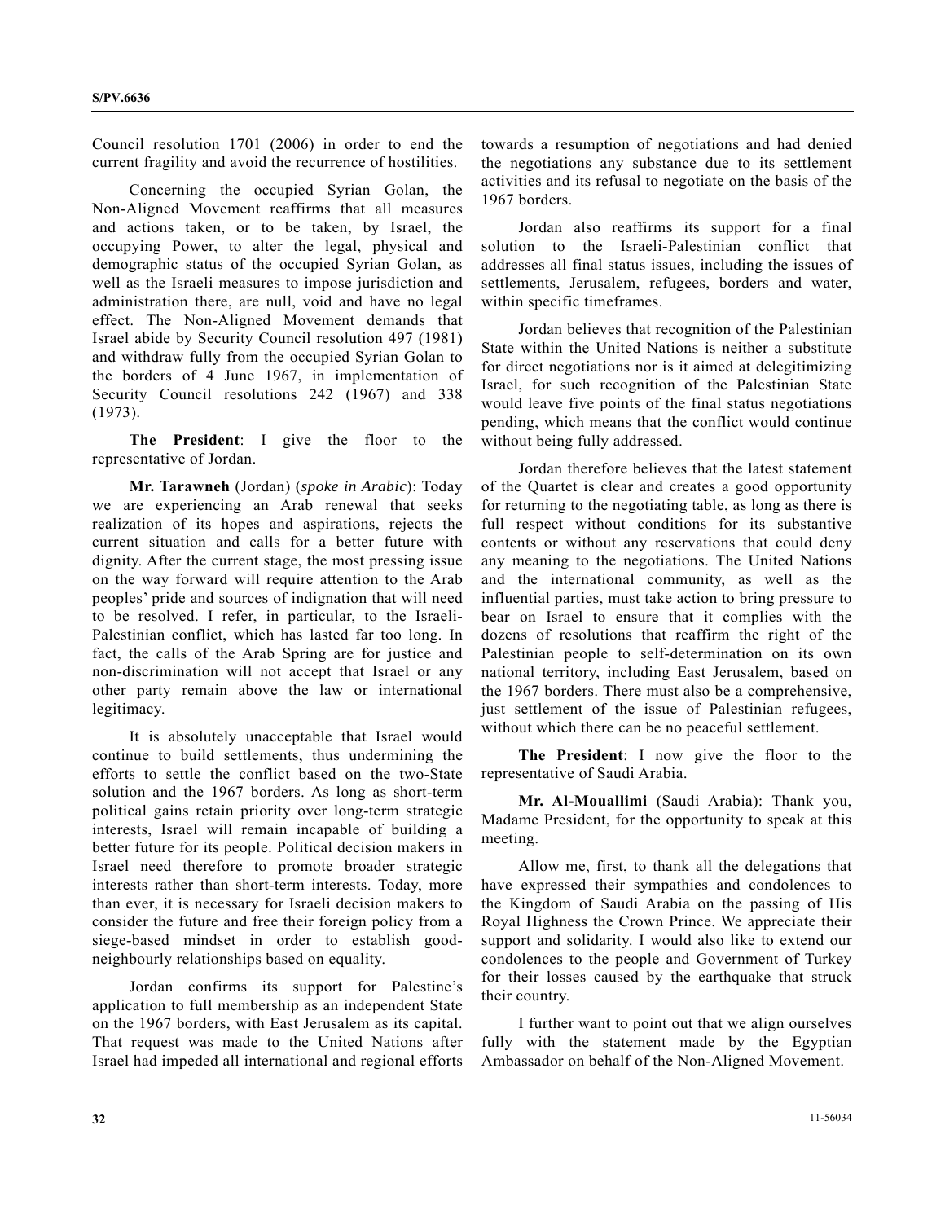Council resolution 1701 (2006) in order to end the current fragility and avoid the recurrence of hostilities.

Concerning the occupied Syrian Golan, the Non-Aligned Movement reaffirms that all measures and actions taken, or to be taken, by Israel, the occupying Power, to alter the legal, physical and demographic status of the occupied Syrian Golan, as well as the Israeli measures to impose jurisdiction and administration there, are null, void and have no legal effect. The Non-Aligned Movement demands that Israel abide by Security Council resolution 497 (1981) and withdraw fully from the occupied Syrian Golan to the borders of 4 June 1967, in implementation of Security Council resolutions 242 (1967) and 338 (1973).

**The President**: I give the floor to the representative of Jordan.

**Mr. Tarawneh** (Jordan) (*spoke in Arabic*): Today we are experiencing an Arab renewal that seeks realization of its hopes and aspirations, rejects the current situation and calls for a better future with dignity. After the current stage, the most pressing issue on the way forward will require attention to the Arab peoples' pride and sources of indignation that will need to be resolved. I refer, in particular, to the Israeli-Palestinian conflict, which has lasted far too long. In fact, the calls of the Arab Spring are for justice and non-discrimination will not accept that Israel or any other party remain above the law or international legitimacy.

It is absolutely unacceptable that Israel would continue to build settlements, thus undermining the efforts to settle the conflict based on the two-State solution and the 1967 borders. As long as short-term political gains retain priority over long-term strategic interests, Israel will remain incapable of building a better future for its people. Political decision makers in Israel need therefore to promote broader strategic interests rather than short-term interests. Today, more than ever, it is necessary for Israeli decision makers to consider the future and free their foreign policy from a siege-based mindset in order to establish good-neighbourly relationships based on equality.

Jordan confirms its support for Palestine's application to full membership as an independent State on the 1967 borders, with East Jerusalem as its capital. That request was made to the United Nations after Israel had impeded all international and regional efforts towards a resumption of negotiations and had denied the negotiations any substance due to its settlement activities and its refusal to negotiate on the basis of the 1967 borders.

Jordan also reaffirms its support for a final solution to the Israeli-Palestinian conflict that addresses all final status issues, including the issues of settlements, Jerusalem, refugees, borders and water, within specific timeframes.

Jordan believes that recognition of the Palestinian State within the United Nations is neither a substitute for direct negotiations nor is it aimed at delegitimizing Israel, for such recognition of the Palestinian State would leave five points of the final status negotiations pending, which means that the conflict would continue without being fully addressed.

Jordan therefore believes that the latest statement of the Quartet is clear and creates a good opportunity for returning to the negotiating table, as long as there is full respect without conditions for its substantive contents or without any reservations that could deny any meaning to the negotiations. The United Nations and the international community, as well as the influential parties, must take action to bring pressure to bear on Israel to ensure that it complies with the dozens of resolutions that reaffirm the right of the Palestinian people to self-determination on its own national territory, including East Jerusalem, based on the 1967 borders. There must also be a comprehensive, just settlement of the issue of Palestinian refugees, without which there can be no peaceful settlement.

**The President**: I now give the floor to the representative of Saudi Arabia.

**Mr. Al-Mouallimi** (Saudi Arabia): Thank you, Madame President, for the opportunity to speak at this meeting.

Allow me, first, to thank all the delegations that have expressed their sympathies and condolences to the Kingdom of Saudi Arabia on the passing of His Royal Highness the Crown Prince. We appreciate their support and solidarity. I would also like to extend our condolences to the people and Government of Turkey for their losses caused by the earthquake that struck their country.

I further want to point out that we align ourselves fully with the statement made by the Egyptian Ambassador on behalf of the Non-Aligned Movement.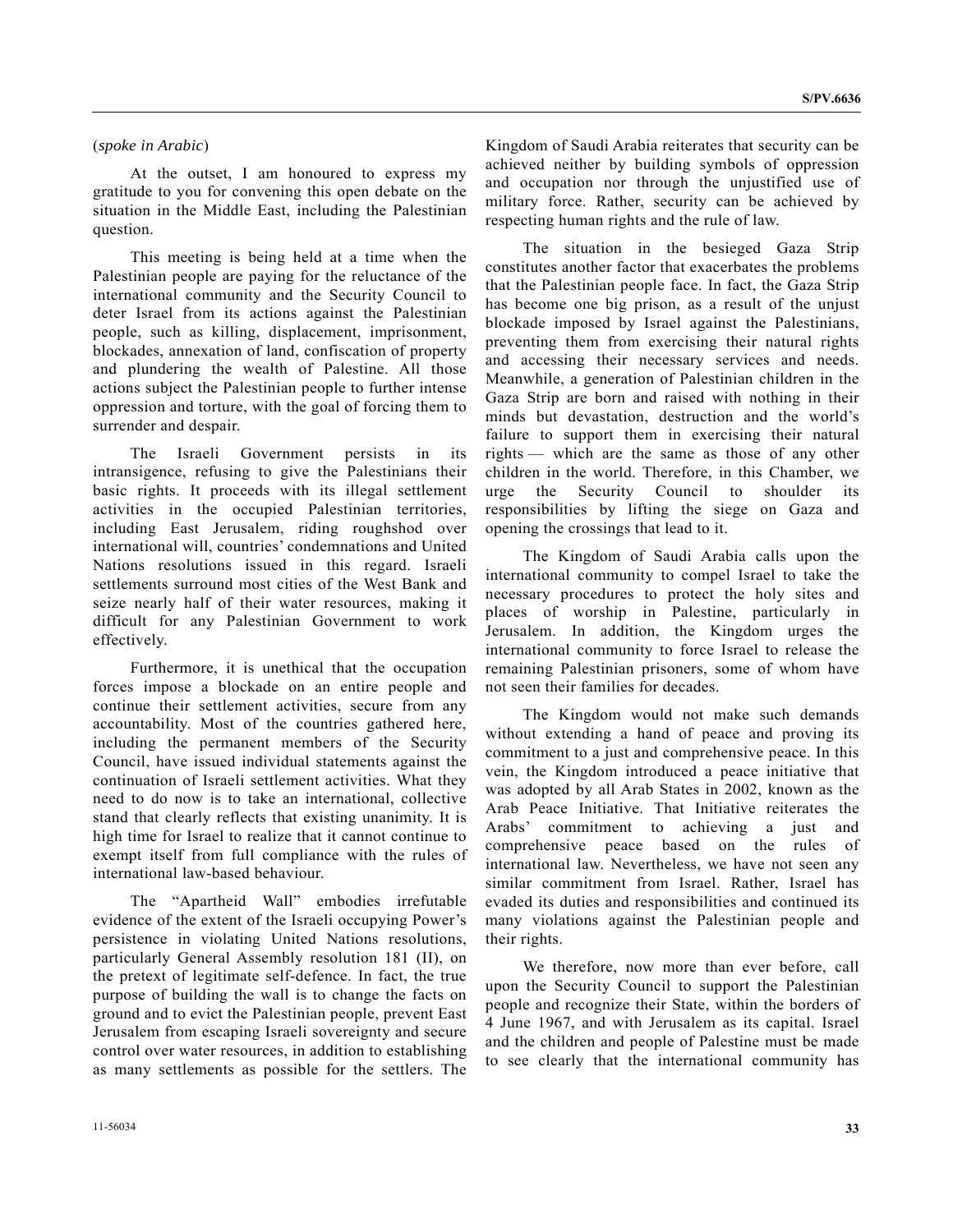(*spoke in Arabic*)

At the outset, I am honoured to express my gratitude to you for convening this open debate on the situation in the Middle East, including the Palestinian question.

This meeting is being held at a time when the Palestinian people are paying for the reluctance of the international community and the Security Council to deter Israel from its actions against the Palestinian people, such as killing, displacement, imprisonment, blockades, annexation of land, confiscation of property and plundering the wealth of Palestine. All those actions subject the Palestinian people to further intense oppression and torture, with the goal of forcing them to surrender and despair.

The Israeli Government persists in its intransigence, refusing to give the Palestinians their basic rights. It proceeds with its illegal settlement activities in the occupied Palestinian territories, including East Jerusalem, riding roughshod over international will, countries' condemnations and United Nations resolutions issued in this regard. Israeli settlements surround most cities of the West Bank and seize nearly half of their water resources, making it difficult for any Palestinian Government to work effectively.

Furthermore, it is unethical that the occupation forces impose a blockade on an entire people and continue their settlement activities, secure from any accountability. Most of the countries gathered here, including the permanent members of the Security Council, have issued individual statements against the continuation of Israeli settlement activities. What they need to do now is to take an international, collective stand that clearly reflects that existing unanimity. It is high time for Israel to realize that it cannot continue to exempt itself from full compliance with the rules of international law-based behaviour.

The "Apartheid Wall" embodies irrefutable evidence of the extent of the Israeli occupying Power's persistence in violating United Nations resolutions, particularly General Assembly resolution 181 (II), on the pretext of legitimate self-defence. In fact, the true purpose of building the wall is to change the facts on ground and to evict the Palestinian people, prevent East Jerusalem from escaping Israeli sovereignty and secure control over water resources, in addition to establishing as many settlements as possible for the settlers. The Kingdom of Saudi Arabia reiterates that security can be achieved neither by building symbols of oppression and occupation nor through the unjustified use of military force. Rather, security can be achieved by respecting human rights and the rule of law.

The situation in the besieged Gaza Strip constitutes another factor that exacerbates the problems that the Palestinian people face. In fact, the Gaza Strip has become one big prison, as a result of the unjust blockade imposed by Israel against the Palestinians, preventing them from exercising their natural rights and accessing their necessary services and needs. Meanwhile, a generation of Palestinian children in the Gaza Strip are born and raised with nothing in their minds but devastation, destruction and the world's failure to support them in exercising their natural rights — which are the same as those of any other children in the world. Therefore, in this Chamber, we urge the Security Council to shoulder its responsibilities by lifting the siege on Gaza and opening the crossings that lead to it.

The Kingdom of Saudi Arabia calls upon the international community to compel Israel to take the necessary procedures to protect the holy sites and places of worship in Palestine, particularly in Jerusalem. In addition, the Kingdom urges the international community to force Israel to release the remaining Palestinian prisoners, some of whom have not seen their families for decades.

The Kingdom would not make such demands without extending a hand of peace and proving its commitment to a just and comprehensive peace. In this vein, the Kingdom introduced a peace initiative that was adopted by all Arab States in 2002, known as the Arab Peace Initiative. That Initiative reiterates the Arabs' commitment to achieving a just and comprehensive peace based on the rules of international law. Nevertheless, we have not seen any similar commitment from Israel. Rather, Israel has evaded its duties and responsibilities and continued its many violations against the Palestinian people and their rights.

We therefore, now more than ever before, call upon the Security Council to support the Palestinian people and recognize their State, within the borders of 4 June 1967, and with Jerusalem as its capital. Israel and the children and people of Palestine must be made to see clearly that the international community has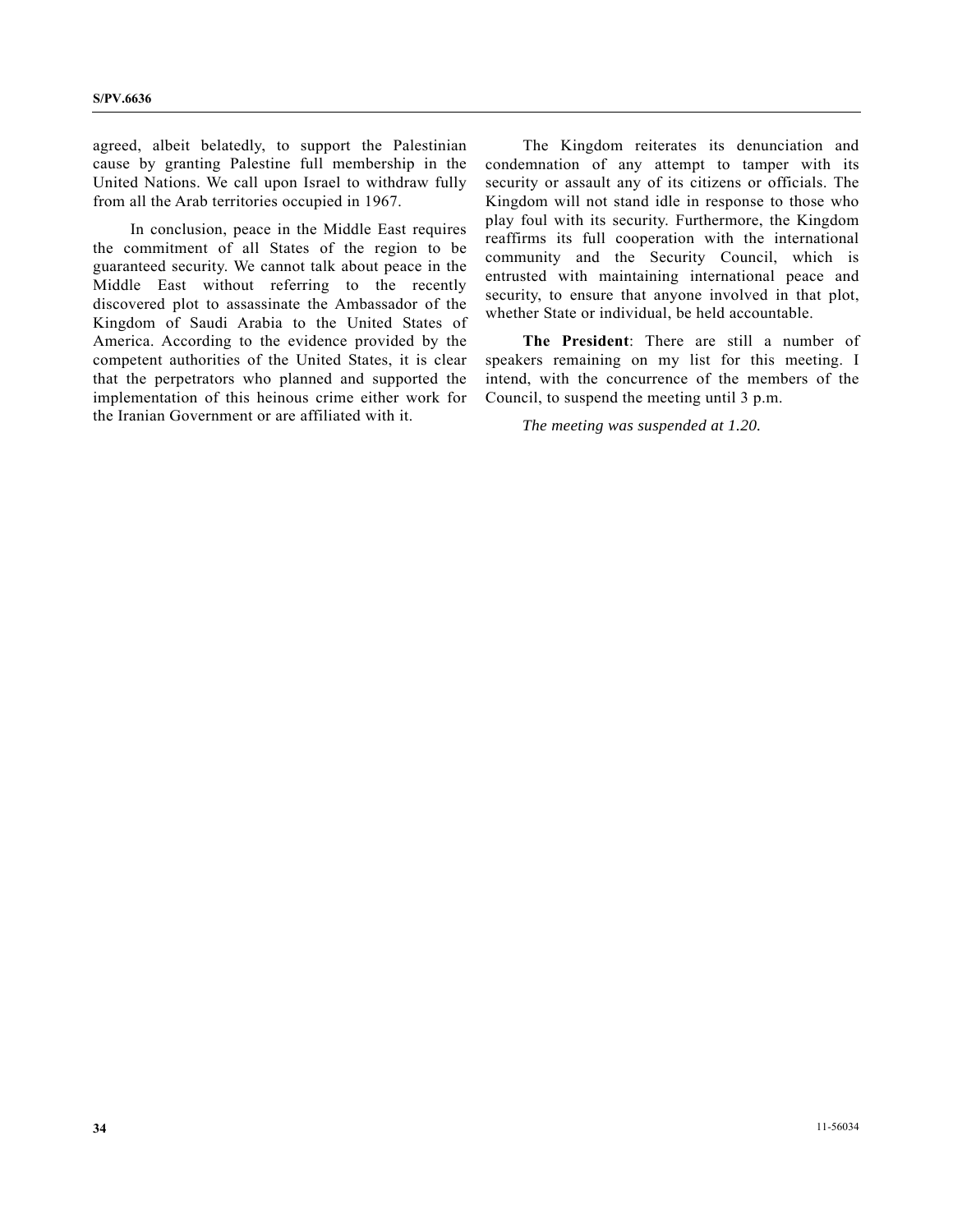agreed, albeit belatedly, to support the Palestinian cause by granting Palestine full membership in the United Nations. We call upon Israel to withdraw fully from all the Arab territories occupied in 1967.

In conclusion, peace in the Middle East requires the commitment of all States of the region to be guaranteed security. We cannot talk about peace in the Middle East without referring to the recently discovered plot to assassinate the Ambassador of the Kingdom of Saudi Arabia to the United States of America. According to the evidence provided by the competent authorities of the United States, it is clear that the perpetrators who planned and supported the implementation of this heinous crime either work for the Iranian Government or are affiliated with it.

The Kingdom reiterates its denunciation and condemnation of any attempt to tamper with its security or assault any of its citizens or officials. The Kingdom will not stand idle in response to those who play foul with its security. Furthermore, the Kingdom reaffirms its full cooperation with the international community and the Security Council, which is entrusted with maintaining international peace and security, to ensure that anyone involved in that plot, whether State or individual, be held accountable.

**The President**: There are still a number of speakers remaining on my list for this meeting. I intend, with the concurrence of the members of the Council, to suspend the meeting until 3 p.m.

*The meeting was suspended at 1.20.*